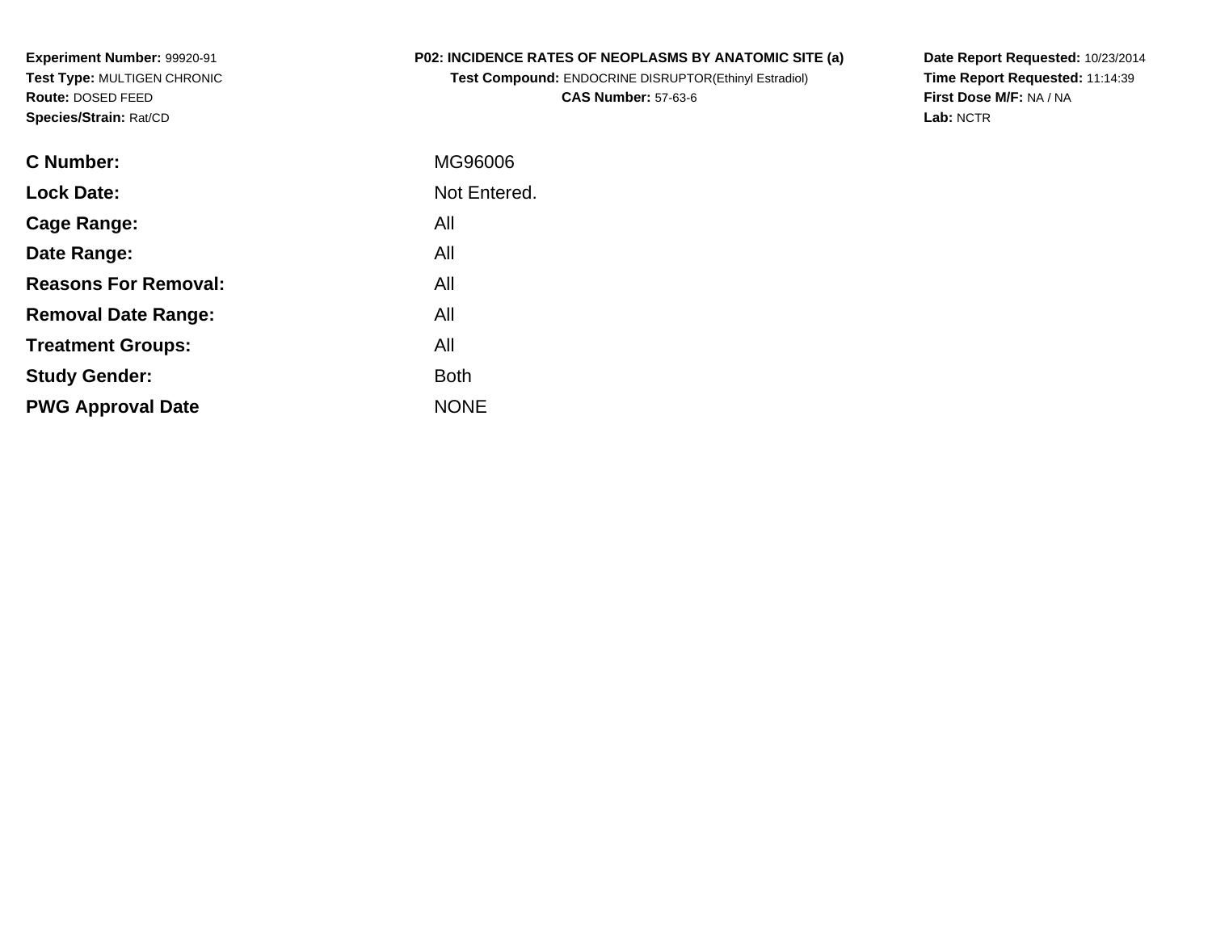**Experiment Number:** 99920-91
**Test Type:** MULTIGEN CHRONIC
**Route:** DOSED FEED
**Species/Strain:** Rat/CD

**P02: INCIDENCE RATES OF NEOPLASMS BY ANATOMIC SITE (a)**
**Test Compound:** ENDOCRINE DISRUPTOR(Ethinyl Estradiol)
**CAS Number:** 57-63-6

**Date Report Requested:** 10/23/2014
**Time Report Requested:** 11:14:39
**First Dose M/F:** NA / NA
**Lab:** NCTR

| | |
|---|---|
| **C Number:** | MG96006 |
| **Lock Date:** | Not Entered. |
| **Cage Range:** | All |
| **Date Range:** | All |
| **Reasons For Removal:** | All |
| **Removal Date Range:** | All |
| **Treatment Groups:** | All |
| **Study Gender:** | Both |
| **PWG Approval Date** | NONE |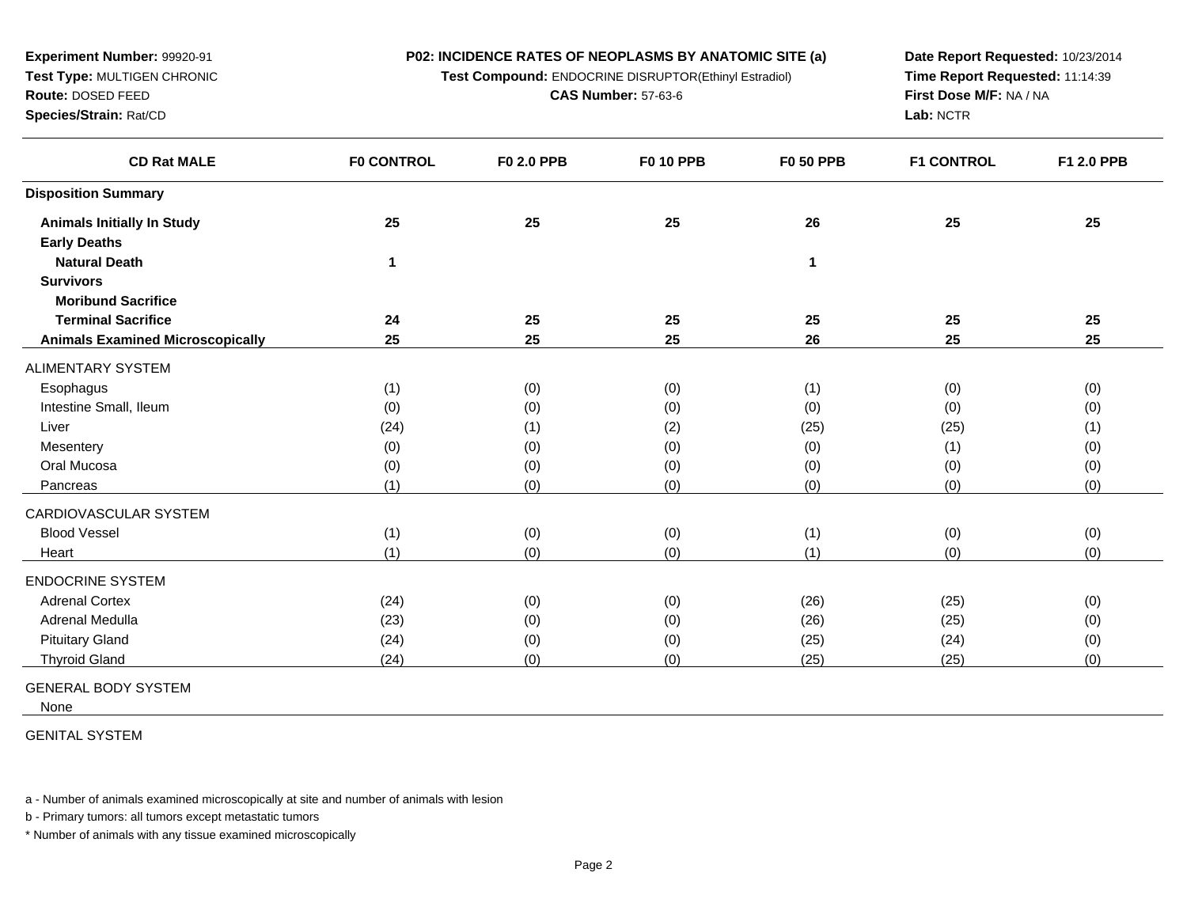**Experiment Number:** 99920-91
**Test Type:** MULTIGEN CHRONIC
**Route:** DOSED FEED
**Species/Strain:** Rat/CD

**P02: INCIDENCE RATES OF NEOPLASMS BY ANATOMIC SITE (a)**
**Test Compound:** ENDOCRINE DISRUPTOR(Ethinyl Estradiol)
**CAS Number:** 57-63-6

**Date Report Requested:** 10/23/2014
**Time Report Requested:** 11:14:39
**First Dose M/F:** NA / NA
**Lab:** NCTR

| CD Rat MALE | F0 CONTROL | F0 2.0 PPB | F0 10 PPB | F0 50 PPB | F1 CONTROL | F1 2.0 PPB |
|---|---|---|---|---|---|---|
| **Disposition Summary** | | | | | | |
| **Animals Initially In Study** | **25** | **25** | **25** | **26** | **25** | **25** |
| **Early Deaths** | | | | | | |
| **Natural Death** | **1** | | | **1** | | |
| **Survivors** | | | | | | |
| **Moribund Sacrifice** | | | | | | |
| **Terminal Sacrifice** | **24** | **25** | **25** | **25** | **25** | **25** |
| **Animals Examined Microscopically** | **25** | **25** | **25** | **26** | **25** | **25** |
| ALIMENTARY SYSTEM | | | | | | |
| Esophagus | (1) | (0) | (0) | (1) | (0) | (0) |
| Intestine Small, Ileum | (0) | (0) | (0) | (0) | (0) | (0) |
| Liver | (24) | (1) | (2) | (25) | (25) | (1) |
| Mesentery | (0) | (0) | (0) | (0) | (1) | (0) |
| Oral Mucosa | (0) | (0) | (0) | (0) | (0) | (0) |
| Pancreas | (1) | (0) | (0) | (0) | (0) | (0) |
| CARDIOVASCULAR SYSTEM | | | | | | |
| Blood Vessel | (1) | (0) | (0) | (1) | (0) | (0) |
| Heart | (1) | (0) | (0) | (1) | (0) | (0) |
| ENDOCRINE SYSTEM | | | | | | |
| Adrenal Cortex | (24) | (0) | (0) | (26) | (25) | (0) |
| Adrenal Medulla | (23) | (0) | (0) | (26) | (25) | (0) |
| Pituitary Gland | (24) | (0) | (0) | (25) | (24) | (0) |
| Thyroid Gland | (24) | (0) | (0) | (25) | (25) | (0) |
| GENERAL BODY SYSTEM | | | | | | |
| None | | | | | | |
| GENITAL SYSTEM | | | | | | |

a - Number of animals examined microscopically at site and number of animals with lesion

b - Primary tumors: all tumors except metastatic tumors

* Number of animals with any tissue examined microscopically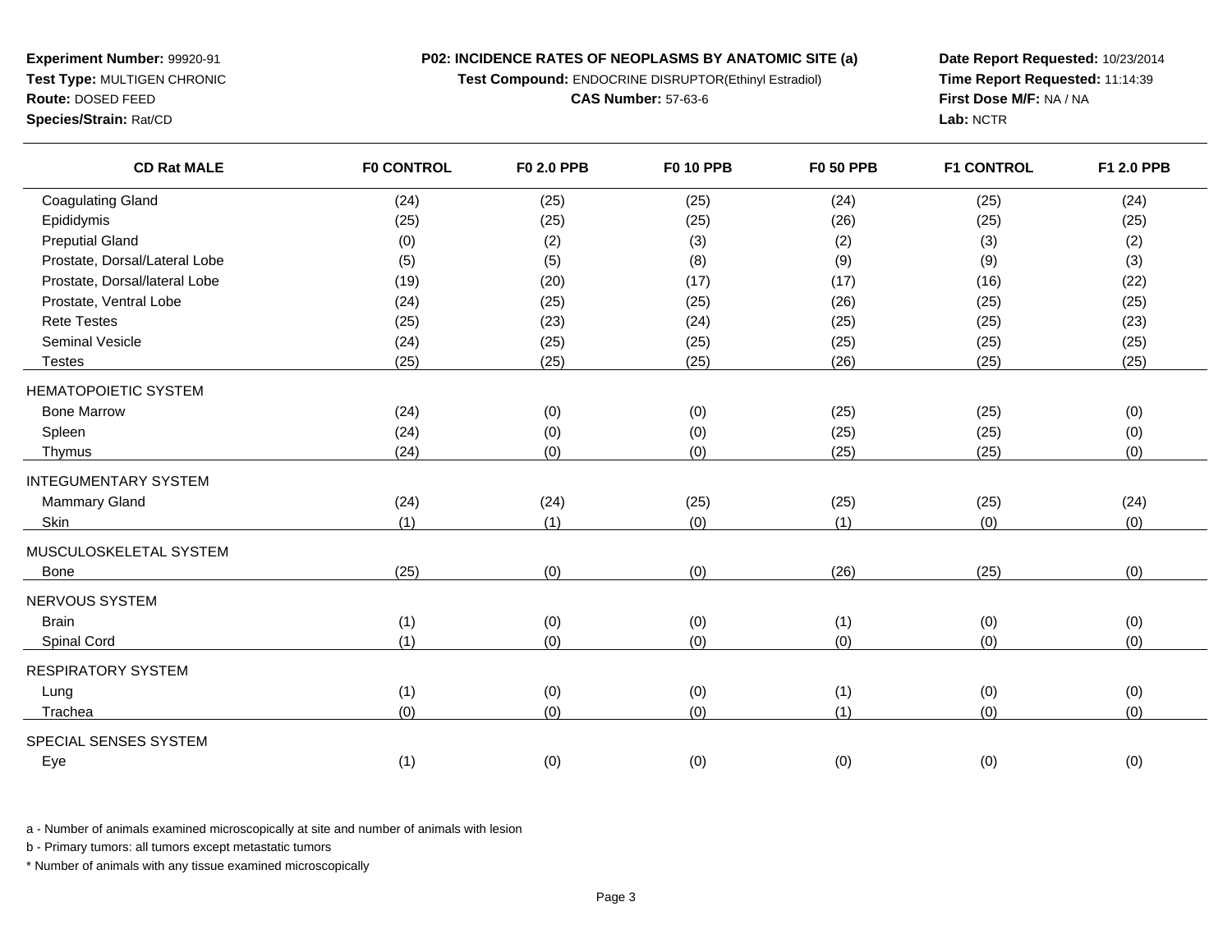**Experiment Number:** 99920-91
**Test Type:** MULTIGEN CHRONIC
**Route:** DOSED FEED
**Species/Strain:** Rat/CD

**P02: INCIDENCE RATES OF NEOPLASMS BY ANATOMIC SITE (a)**
**Test Compound:** ENDOCRINE DISRUPTOR(Ethinyl Estradiol)
**CAS Number:** 57-63-6

**Date Report Requested:** 10/23/2014
**Time Report Requested:** 11:14:39
**First Dose M/F:** NA / NA
**Lab:** NCTR

| CD Rat MALE | F0 CONTROL | F0 2.0 PPB | F0 10 PPB | F0 50 PPB | F1 CONTROL | F1 2.0 PPB |
|---|---|---|---|---|---|---|
| Coagulating Gland | (24) | (25) | (25) | (24) | (25) | (24) |
| Epididymis | (25) | (25) | (25) | (26) | (25) | (25) |
| Preputial Gland | (0) | (2) | (3) | (2) | (3) | (2) |
| Prostate, Dorsal/Lateral Lobe | (5) | (5) | (8) | (9) | (9) | (3) |
| Prostate, Dorsal/lateral Lobe | (19) | (20) | (17) | (17) | (16) | (22) |
| Prostate, Ventral Lobe | (24) | (25) | (25) | (26) | (25) | (25) |
| Rete Testes | (25) | (23) | (24) | (25) | (25) | (23) |
| Seminal Vesicle | (24) | (25) | (25) | (25) | (25) | (25) |
| Testes | (25) | (25) | (25) | (26) | (25) | (25) |
| HEMATOPOIETIC SYSTEM | | | | | | |
| Bone Marrow | (24) | (0) | (0) | (25) | (25) | (0) |
| Spleen | (24) | (0) | (0) | (25) | (25) | (0) |
| Thymus | (24) | (0) | (0) | (25) | (25) | (0) |
| INTEGUMENTARY SYSTEM | | | | | | |
| Mammary Gland | (24) | (24) | (25) | (25) | (25) | (24) |
| Skin | (1) | (1) | (0) | (1) | (0) | (0) |
| MUSCULOSKELETAL SYSTEM | | | | | | |
| Bone | (25) | (0) | (0) | (26) | (25) | (0) |
| NERVOUS SYSTEM | | | | | | |
| Brain | (1) | (0) | (0) | (1) | (0) | (0) |
| Spinal Cord | (1) | (0) | (0) | (0) | (0) | (0) |
| RESPIRATORY SYSTEM | | | | | | |
| Lung | (1) | (0) | (0) | (1) | (0) | (0) |
| Trachea | (0) | (0) | (0) | (1) | (0) | (0) |
| SPECIAL SENSES SYSTEM | | | | | | |
| Eye | (1) | (0) | (0) | (0) | (0) | (0) |

a - Number of animals examined microscopically at site and number of animals with lesion

b - Primary tumors: all tumors except metastatic tumors

* Number of animals with any tissue examined microscopically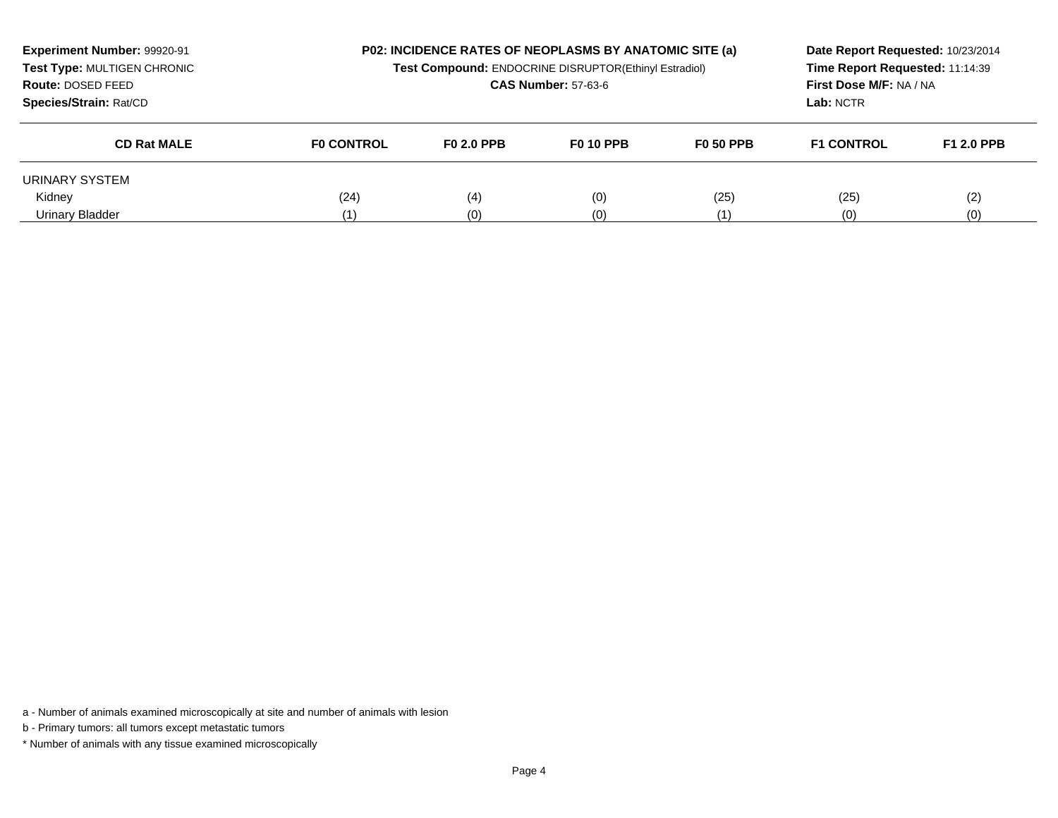**Experiment Number:** 99920-91
**Test Type:** MULTIGEN CHRONIC
**Route:** DOSED FEED
**Species/Strain:** Rat/CD

**P02: INCIDENCE RATES OF NEOPLASMS BY ANATOMIC SITE (a)**
**Test Compound:** ENDOCRINE DISRUPTOR(Ethinyl Estradiol)
**CAS Number:** 57-63-6

**Date Report Requested:** 10/23/2014
**Time Report Requested:** 11:14:39
**First Dose M/F:** NA / NA
**Lab:** NCTR

| CD Rat MALE | F0 CONTROL | F0 2.0 PPB | F0 10 PPB | F0 50 PPB | F1 CONTROL | F1 2.0 PPB |
|---|---|---|---|---|---|---|
| URINARY SYSTEM | | | | | | |
| Kidney | (24) | (4) | (0) | (25) | (25) | (2) |
| Urinary Bladder | (1) | (0) | (0) | (1) | (0) | (0) |

a - Number of animals examined microscopically at site and number of animals with lesion

b - Primary tumors: all tumors except metastatic tumors

* Number of animals with any tissue examined microscopically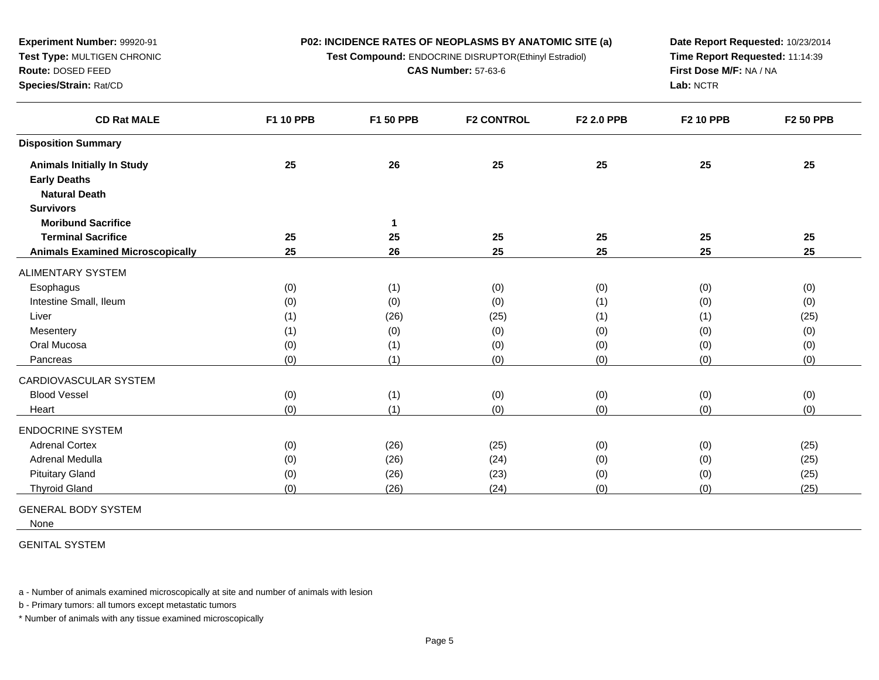**Experiment Number:** 99920-91
**Test Type:** MULTIGEN CHRONIC
**Route:** DOSED FEED
**Species/Strain:** Rat/CD

**P02: INCIDENCE RATES OF NEOPLASMS BY ANATOMIC SITE (a)**
**Test Compound:** ENDOCRINE DISRUPTOR(Ethinyl Estradiol)
**CAS Number:** 57-63-6

**Date Report Requested:** 10/23/2014
**Time Report Requested:** 11:14:39
**First Dose M/F:** NA / NA
**Lab:** NCTR

| CD Rat MALE | F1 10 PPB | F1 50 PPB | F2 CONTROL | F2 2.0 PPB | F2 10 PPB | F2 50 PPB |
|---|---|---|---|---|---|---|
| **Disposition Summary** | | | | | | |
| **Animals Initially In Study** | **25** | **26** | **25** | **25** | **25** | **25** |
| **Early Deaths** | | | | | | |
| **Natural Death** | | | | | | |
| **Survivors** | | | | | | |
| **Moribund Sacrifice** | | **1** | | | | |
| **Terminal Sacrifice** | **25** | **25** | **25** | **25** | **25** | **25** |
| **Animals Examined Microscopically** | **25** | **26** | **25** | **25** | **25** | **25** |
| ALIMENTARY SYSTEM | | | | | | |
| Esophagus | (0) | (1) | (0) | (0) | (0) | (0) |
| Intestine Small, Ileum | (0) | (0) | (0) | (1) | (0) | (0) |
| Liver | (1) | (26) | (25) | (1) | (1) | (25) |
| Mesentery | (1) | (0) | (0) | (0) | (0) | (0) |
| Oral Mucosa | (0) | (1) | (0) | (0) | (0) | (0) |
| Pancreas | (0) | (1) | (0) | (0) | (0) | (0) |
| CARDIOVASCULAR SYSTEM | | | | | | |
| Blood Vessel | (0) | (1) | (0) | (0) | (0) | (0) |
| Heart | (0) | (1) | (0) | (0) | (0) | (0) |
| ENDOCRINE SYSTEM | | | | | | |
| Adrenal Cortex | (0) | (26) | (25) | (0) | (0) | (25) |
| Adrenal Medulla | (0) | (26) | (24) | (0) | (0) | (25) |
| Pituitary Gland | (0) | (26) | (23) | (0) | (0) | (25) |
| Thyroid Gland | (0) | (26) | (24) | (0) | (0) | (25) |
| GENERAL BODY SYSTEM | | | | | | |
| None | | | | | | |
| GENITAL SYSTEM | | | | | | |

a - Number of animals examined microscopically at site and number of animals with lesion

b - Primary tumors: all tumors except metastatic tumors

* Number of animals with any tissue examined microscopically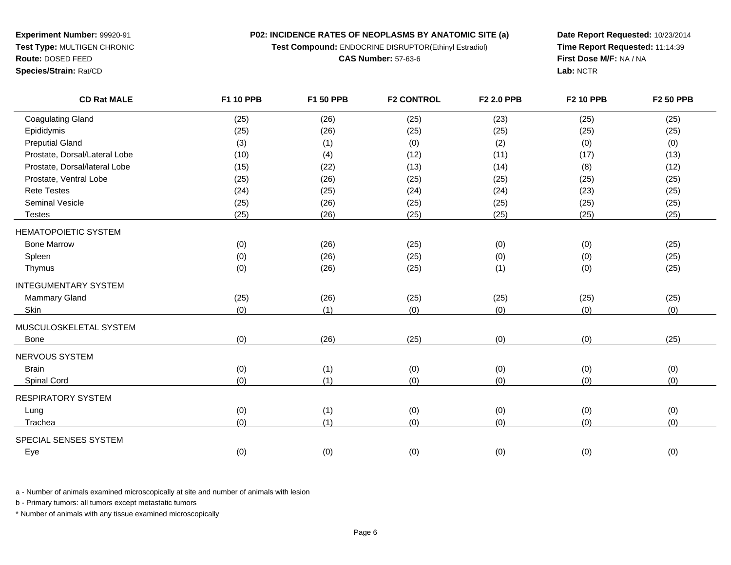**Experiment Number:** 99920-91
**Test Type:** MULTIGEN CHRONIC
**Route:** DOSED FEED
**Species/Strain:** Rat/CD

**P02: INCIDENCE RATES OF NEOPLASMS BY ANATOMIC SITE (a)**
**Test Compound:** ENDOCRINE DISRUPTOR(Ethinyl Estradiol)
**CAS Number:** 57-63-6

**Date Report Requested:** 10/23/2014
**Time Report Requested:** 11:14:39
**First Dose M/F:** NA / NA
**Lab:** NCTR

| CD Rat MALE | F1 10 PPB | F1 50 PPB | F2 CONTROL | F2 2.0 PPB | F2 10 PPB | F2 50 PPB |
|---|---|---|---|---|---|---|
| Coagulating Gland | (25) | (26) | (25) | (23) | (25) | (25) |
| Epididymis | (25) | (26) | (25) | (25) | (25) | (25) |
| Preputial Gland | (3) | (1) | (0) | (2) | (0) | (0) |
| Prostate, Dorsal/Lateral Lobe | (10) | (4) | (12) | (11) | (17) | (13) |
| Prostate, Dorsal/lateral Lobe | (15) | (22) | (13) | (14) | (8) | (12) |
| Prostate, Ventral Lobe | (25) | (26) | (25) | (25) | (25) | (25) |
| Rete Testes | (24) | (25) | (24) | (24) | (23) | (25) |
| Seminal Vesicle | (25) | (26) | (25) | (25) | (25) | (25) |
| Testes | (25) | (26) | (25) | (25) | (25) | (25) |
| HEMATOPOIETIC SYSTEM | | | | | | |
| Bone Marrow | (0) | (26) | (25) | (0) | (0) | (25) |
| Spleen | (0) | (26) | (25) | (0) | (0) | (25) |
| Thymus | (0) | (26) | (25) | (1) | (0) | (25) |
| INTEGUMENTARY SYSTEM | | | | | | |
| Mammary Gland | (25) | (26) | (25) | (25) | (25) | (25) |
| Skin | (0) | (1) | (0) | (0) | (0) | (0) |
| MUSCULOSKELETAL SYSTEM | | | | | | |
| Bone | (0) | (26) | (25) | (0) | (0) | (25) |
| NERVOUS SYSTEM | | | | | | |
| Brain | (0) | (1) | (0) | (0) | (0) | (0) |
| Spinal Cord | (0) | (1) | (0) | (0) | (0) | (0) |
| RESPIRATORY SYSTEM | | | | | | |
| Lung | (0) | (1) | (0) | (0) | (0) | (0) |
| Trachea | (0) | (1) | (0) | (0) | (0) | (0) |
| SPECIAL SENSES SYSTEM | | | | | | |
| Eye | (0) | (0) | (0) | (0) | (0) | (0) |

a - Number of animals examined microscopically at site and number of animals with lesion

b - Primary tumors: all tumors except metastatic tumors

* Number of animals with any tissue examined microscopically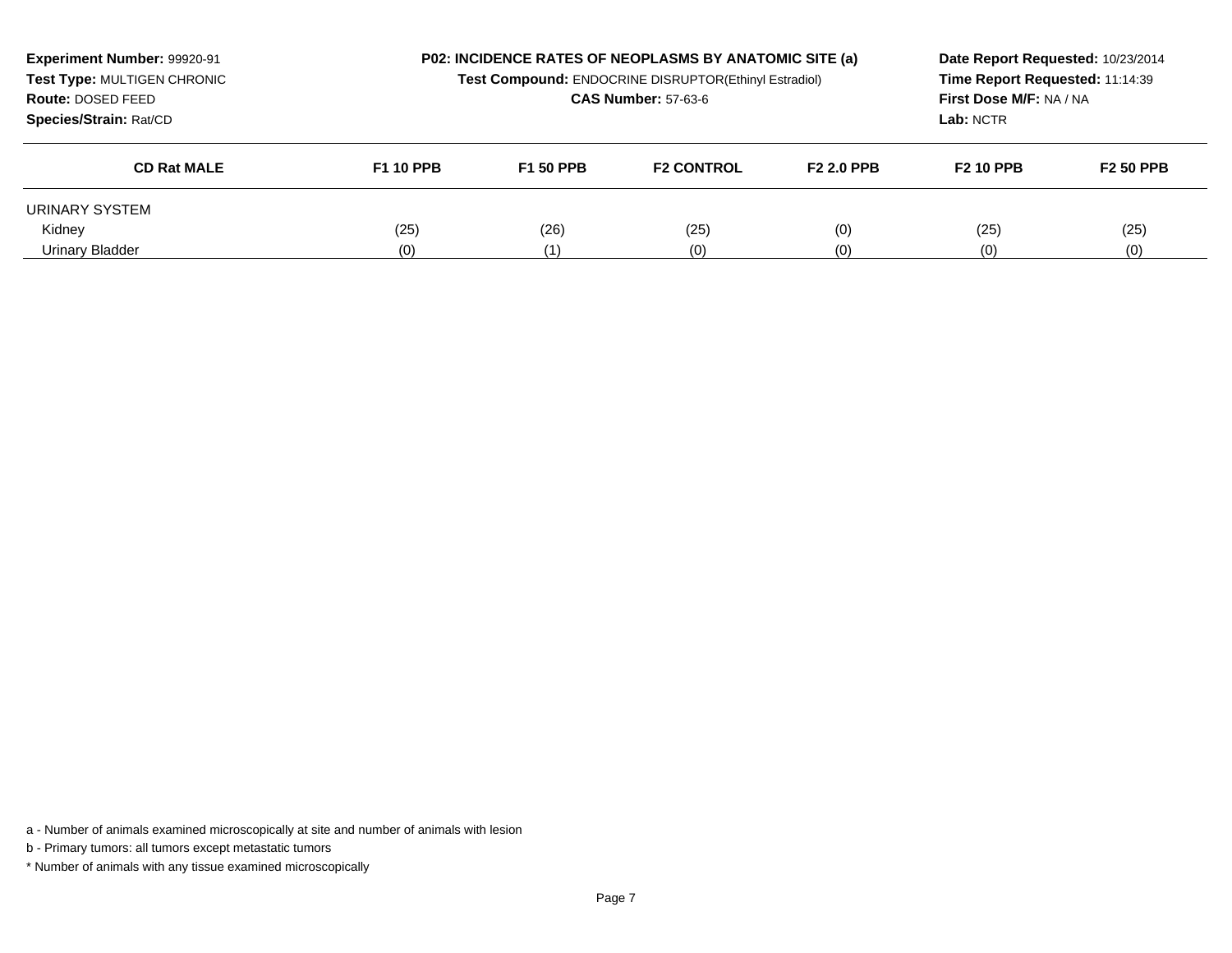**Experiment Number:** 99920-91
**Test Type:** MULTIGEN CHRONIC
**Route:** DOSED FEED
**Species/Strain:** Rat/CD

**P02: INCIDENCE RATES OF NEOPLASMS BY ANATOMIC SITE (a)**
**Test Compound:** ENDOCRINE DISRUPTOR(Ethinyl Estradiol)
**CAS Number:** 57-63-6

**Date Report Requested:** 10/23/2014
**Time Report Requested:** 11:14:39
**First Dose M/F:** NA / NA
**Lab:** NCTR

| CD Rat MALE | F1 10 PPB | F1 50 PPB | F2 CONTROL | F2 2.0 PPB | F2 10 PPB | F2 50 PPB |
|---|---|---|---|---|---|---|
| URINARY SYSTEM | | | | | | |
| Kidney | (25) | (26) | (25) | (0) | (25) | (25) |
| Urinary Bladder | (0) | (1) | (0) | (0) | (0) | (0) |

a - Number of animals examined microscopically at site and number of animals with lesion

b - Primary tumors: all tumors except metastatic tumors

* Number of animals with any tissue examined microscopically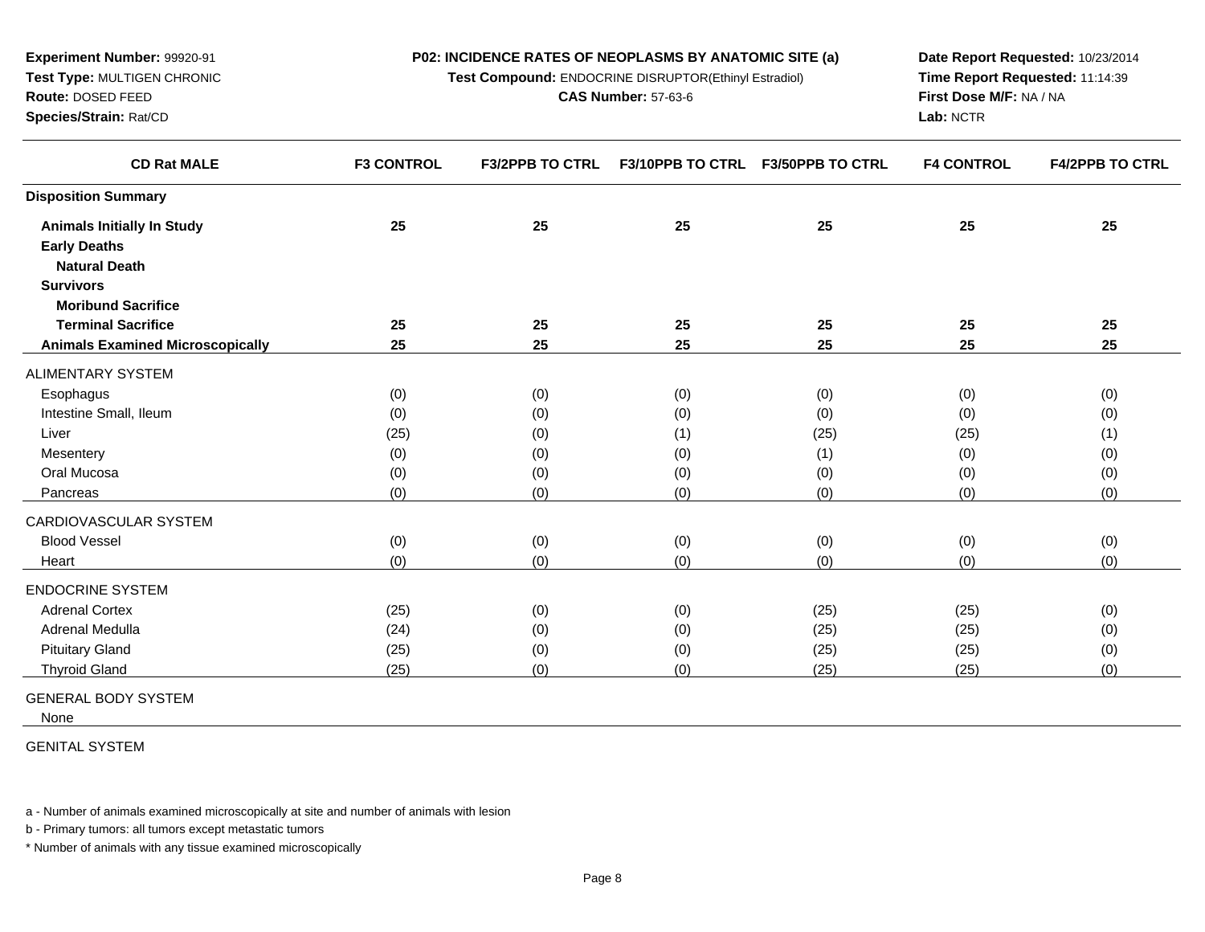**Experiment Number:** 99920-91
**Test Type:** MULTIGEN CHRONIC
**Route:** DOSED FEED
**Species/Strain:** Rat/CD

**P02: INCIDENCE RATES OF NEOPLASMS BY ANATOMIC SITE (a)**
**Test Compound:** ENDOCRINE DISRUPTOR(Ethinyl Estradiol)
**CAS Number:** 57-63-6

**Date Report Requested:** 10/23/2014
**Time Report Requested:** 11:14:39
**First Dose M/F:** NA / NA
**Lab:** NCTR

| CD Rat MALE | F3 CONTROL | F3/2PPB TO CTRL | F3/10PPB TO CTRL | F3/50PPB TO CTRL | F4 CONTROL | F4/2PPB TO CTRL |
|---|---|---|---|---|---|---|
| **Disposition Summary** | | | | | | |
| **Animals Initially In Study** | **25** | **25** | **25** | **25** | **25** | **25** |
| **Early Deaths** | | | | | | |
| **Natural Death** | | | | | | |
| **Survivors** | | | | | | |
| **Moribund Sacrifice** | | | | | | |
| **Terminal Sacrifice** | **25** | **25** | **25** | **25** | **25** | **25** |
| **Animals Examined Microscopically** | **25** | **25** | **25** | **25** | **25** | **25** |
| ALIMENTARY SYSTEM | | | | | | |
| Esophagus | (0) | (0) | (0) | (0) | (0) | (0) |
| Intestine Small, Ileum | (0) | (0) | (0) | (0) | (0) | (0) |
| Liver | (25) | (0) | (1) | (25) | (25) | (1) |
| Mesentery | (0) | (0) | (0) | (1) | (0) | (0) |
| Oral Mucosa | (0) | (0) | (0) | (0) | (0) | (0) |
| Pancreas | (0) | (0) | (0) | (0) | (0) | (0) |
| CARDIOVASCULAR SYSTEM | | | | | | |
| Blood Vessel | (0) | (0) | (0) | (0) | (0) | (0) |
| Heart | (0) | (0) | (0) | (0) | (0) | (0) |
| ENDOCRINE SYSTEM | | | | | | |
| Adrenal Cortex | (25) | (0) | (0) | (25) | (25) | (0) |
| Adrenal Medulla | (24) | (0) | (0) | (25) | (25) | (0) |
| Pituitary Gland | (25) | (0) | (0) | (25) | (25) | (0) |
| Thyroid Gland | (25) | (0) | (0) | (25) | (25) | (0) |
| GENERAL BODY SYSTEM | | | | | | |
| None | | | | | | |
| GENITAL SYSTEM | | | | | | |

a - Number of animals examined microscopically at site and number of animals with lesion

b - Primary tumors: all tumors except metastatic tumors

* Number of animals with any tissue examined microscopically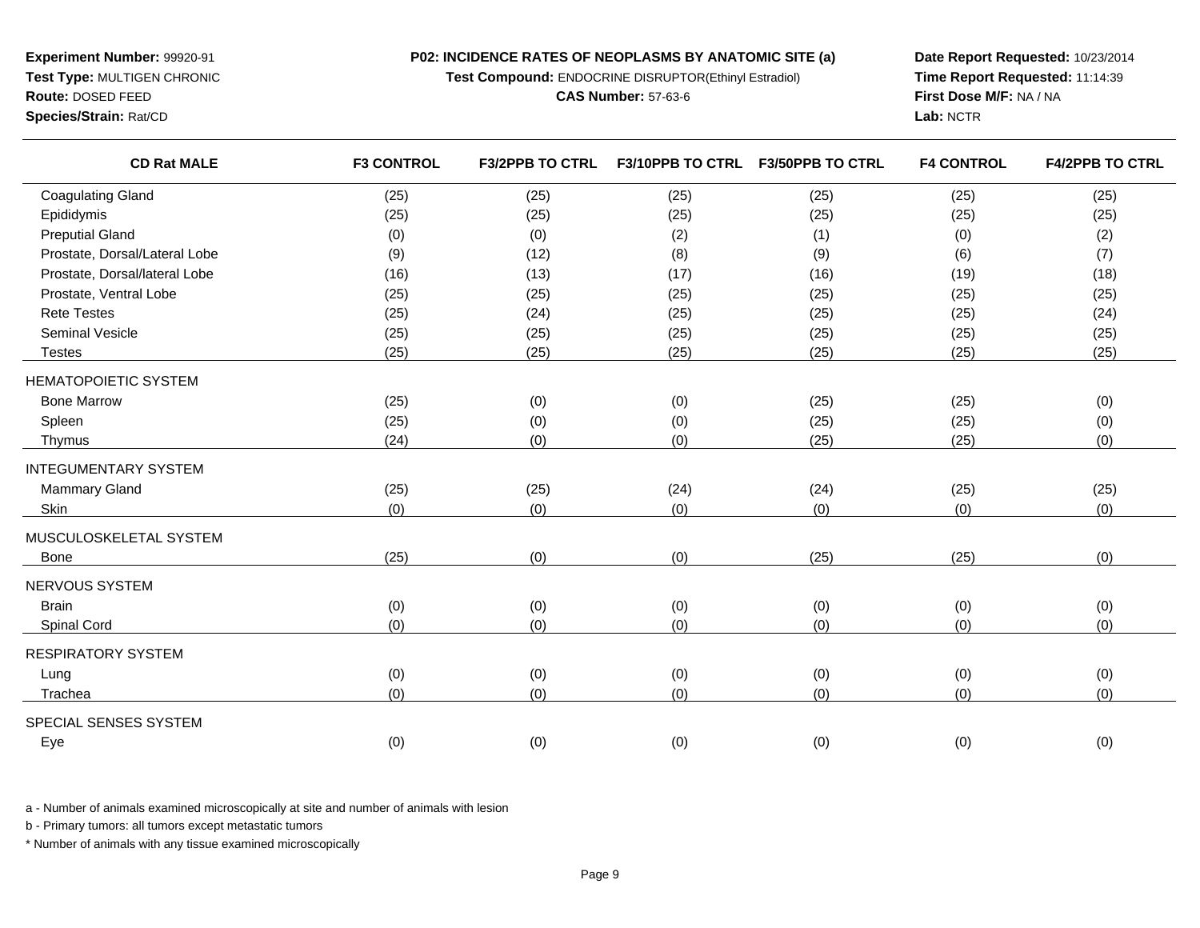**Experiment Number:** 99920-91
**Test Type:** MULTIGEN CHRONIC
**Route:** DOSED FEED
**Species/Strain:** Rat/CD

**P02: INCIDENCE RATES OF NEOPLASMS BY ANATOMIC SITE (a)**
**Test Compound:** ENDOCRINE DISRUPTOR(Ethinyl Estradiol)
**CAS Number:** 57-63-6

**Date Report Requested:** 10/23/2014
**Time Report Requested:** 11:14:39
**First Dose M/F:** NA / NA
**Lab:** NCTR

| CD Rat MALE | F3 CONTROL | F3/2PPB TO CTRL | F3/10PPB TO CTRL | F3/50PPB TO CTRL | F4 CONTROL | F4/2PPB TO CTRL |
|---|---|---|---|---|---|---|
| Coagulating Gland | (25) | (25) | (25) | (25) | (25) | (25) |
| Epididymis | (25) | (25) | (25) | (25) | (25) | (25) |
| Preputial Gland | (0) | (0) | (2) | (1) | (0) | (2) |
| Prostate, Dorsal/Lateral Lobe | (9) | (12) | (8) | (9) | (6) | (7) |
| Prostate, Dorsal/lateral Lobe | (16) | (13) | (17) | (16) | (19) | (18) |
| Prostate, Ventral Lobe | (25) | (25) | (25) | (25) | (25) | (25) |
| Rete Testes | (25) | (24) | (25) | (25) | (25) | (24) |
| Seminal Vesicle | (25) | (25) | (25) | (25) | (25) | (25) |
| Testes | (25) | (25) | (25) | (25) | (25) | (25) |
| HEMATOPOIETIC SYSTEM | | | | | | |
| Bone Marrow | (25) | (0) | (0) | (25) | (25) | (0) |
| Spleen | (25) | (0) | (0) | (25) | (25) | (0) |
| Thymus | (24) | (0) | (0) | (25) | (25) | (0) |
| INTEGUMENTARY SYSTEM | | | | | | |
| Mammary Gland | (25) | (25) | (24) | (24) | (25) | (25) |
| Skin | (0) | (0) | (0) | (0) | (0) | (0) |
| MUSCULOSKELETAL SYSTEM | | | | | | |
| Bone | (25) | (0) | (0) | (25) | (25) | (0) |
| NERVOUS SYSTEM | | | | | | |
| Brain | (0) | (0) | (0) | (0) | (0) | (0) |
| Spinal Cord | (0) | (0) | (0) | (0) | (0) | (0) |
| RESPIRATORY SYSTEM | | | | | | |
| Lung | (0) | (0) | (0) | (0) | (0) | (0) |
| Trachea | (0) | (0) | (0) | (0) | (0) | (0) |
| SPECIAL SENSES SYSTEM | | | | | | |
| Eye | (0) | (0) | (0) | (0) | (0) | (0) |

a - Number of animals examined microscopically at site and number of animals with lesion

b - Primary tumors: all tumors except metastatic tumors

* Number of animals with any tissue examined microscopically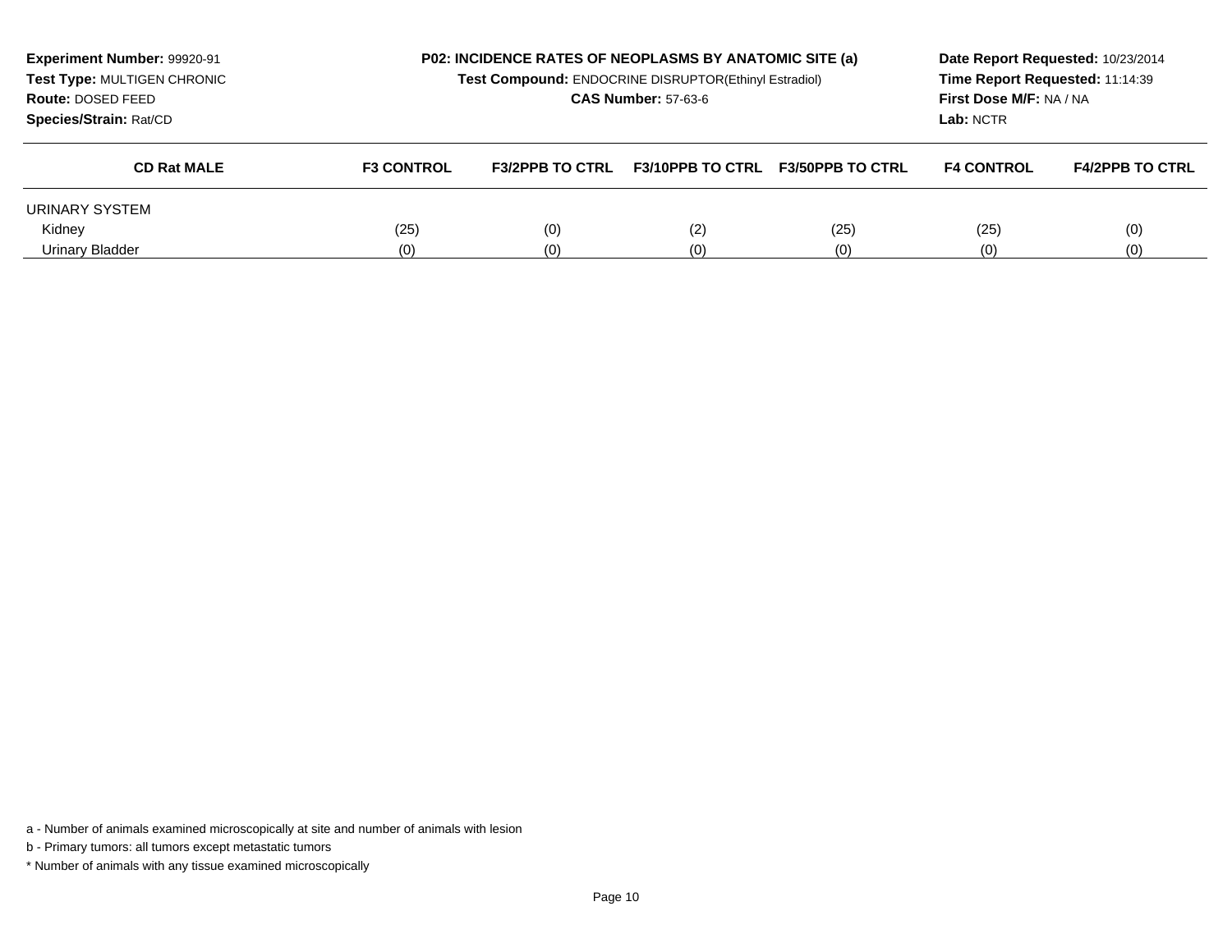**Experiment Number:** 99920-91
**Test Type:** MULTIGEN CHRONIC
**Route:** DOSED FEED
**Species/Strain:** Rat/CD

**P02: INCIDENCE RATES OF NEOPLASMS BY ANATOMIC SITE (a)**
**Test Compound:** ENDOCRINE DISRUPTOR(Ethinyl Estradiol)
**CAS Number:** 57-63-6

**Date Report Requested:** 10/23/2014
**Time Report Requested:** 11:14:39
**First Dose M/F:** NA / NA
**Lab:** NCTR

| CD Rat MALE | F3 CONTROL | F3/2PPB TO CTRL | F3/10PPB TO CTRL | F3/50PPB TO CTRL | F4 CONTROL | F4/2PPB TO CTRL |
|---|---|---|---|---|---|---|
| URINARY SYSTEM | | | | | | |
| Kidney | (25) | (0) | (2) | (25) | (25) | (0) |
| Urinary Bladder | (0) | (0) | (0) | (0) | (0) | (0) |

a - Number of animals examined microscopically at site and number of animals with lesion

b - Primary tumors: all tumors except metastatic tumors

* Number of animals with any tissue examined microscopically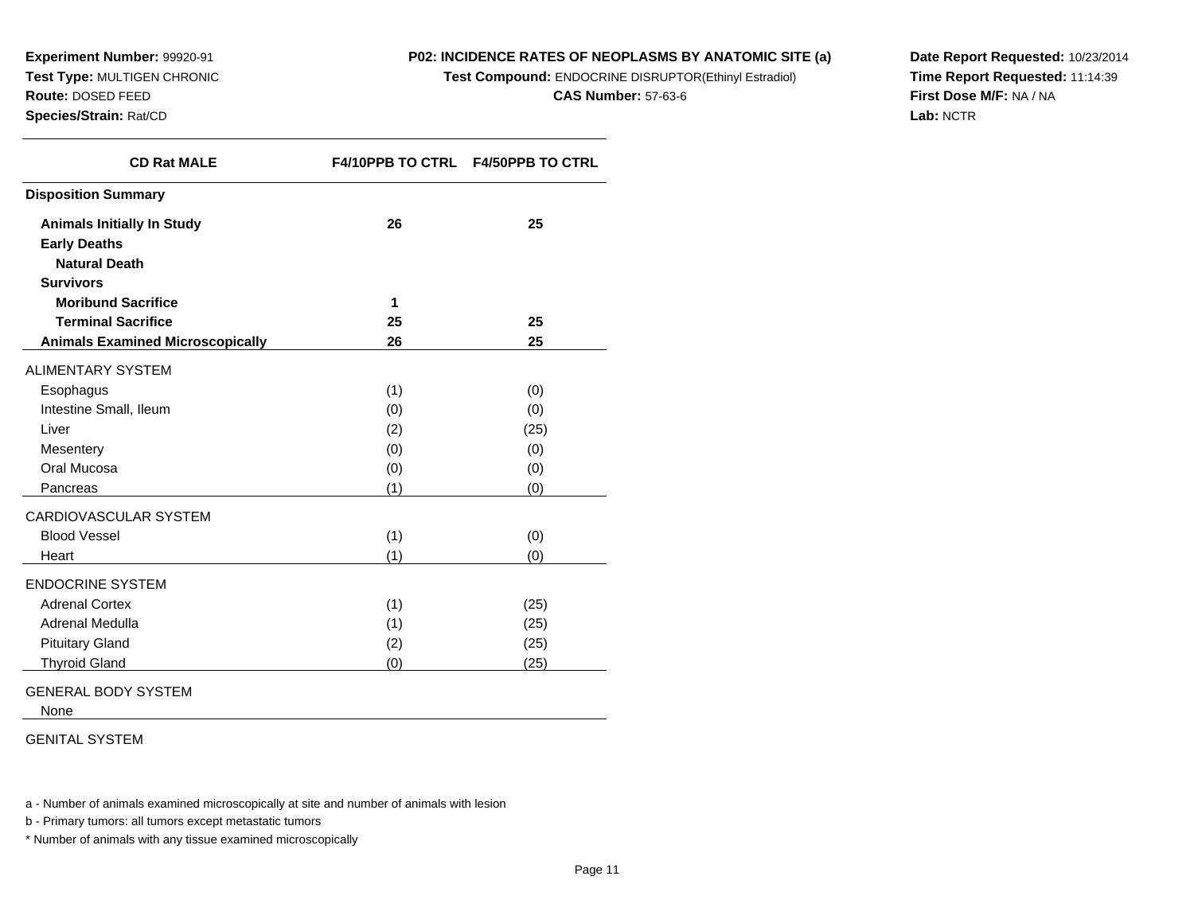**Experiment Number:** 99920-91
**Test Type:** MULTIGEN CHRONIC
**Route:** DOSED FEED
**Species/Strain:** Rat/CD

**P02: INCIDENCE RATES OF NEOPLASMS BY ANATOMIC SITE (a)**
**Test Compound:** ENDOCRINE DISRUPTOR(Ethinyl Estradiol)
**CAS Number:** 57-63-6

**Date Report Requested:** 10/23/2014
**Time Report Requested:** 11:14:39
**First Dose M/F:** NA / NA
**Lab:** NCTR

| CD Rat MALE | F4/10PPB TO CTRL | F4/50PPB TO CTRL |
|---|---|---|
| **Disposition Summary** | | |
| **Animals Initially In Study** | **26** | **25** |
| **Early Deaths** | | |
| **Natural Death** | | |
| **Survivors** | | |
| **Moribund Sacrifice** | **1** | |
| **Terminal Sacrifice** | **25** | **25** |
| **Animals Examined Microscopically** | **26** | **25** |
| ALIMENTARY SYSTEM | | |
| Esophagus | (1) | (0) |
| Intestine Small, Ileum | (0) | (0) |
| Liver | (2) | (25) |
| Mesentery | (0) | (0) |
| Oral Mucosa | (0) | (0) |
| Pancreas | (1) | (0) |
| CARDIOVASCULAR SYSTEM | | |
| Blood Vessel | (1) | (0) |
| Heart | (1) | (0) |
| ENDOCRINE SYSTEM | | |
| Adrenal Cortex | (1) | (25) |
| Adrenal Medulla | (1) | (25) |
| Pituitary Gland | (2) | (25) |
| Thyroid Gland | (0) | (25) |
| GENERAL BODY SYSTEM | | |
| None | | |
| GENITAL SYSTEM | | |

a - Number of animals examined microscopically at site and number of animals with lesion

b - Primary tumors: all tumors except metastatic tumors

* Number of animals with any tissue examined microscopically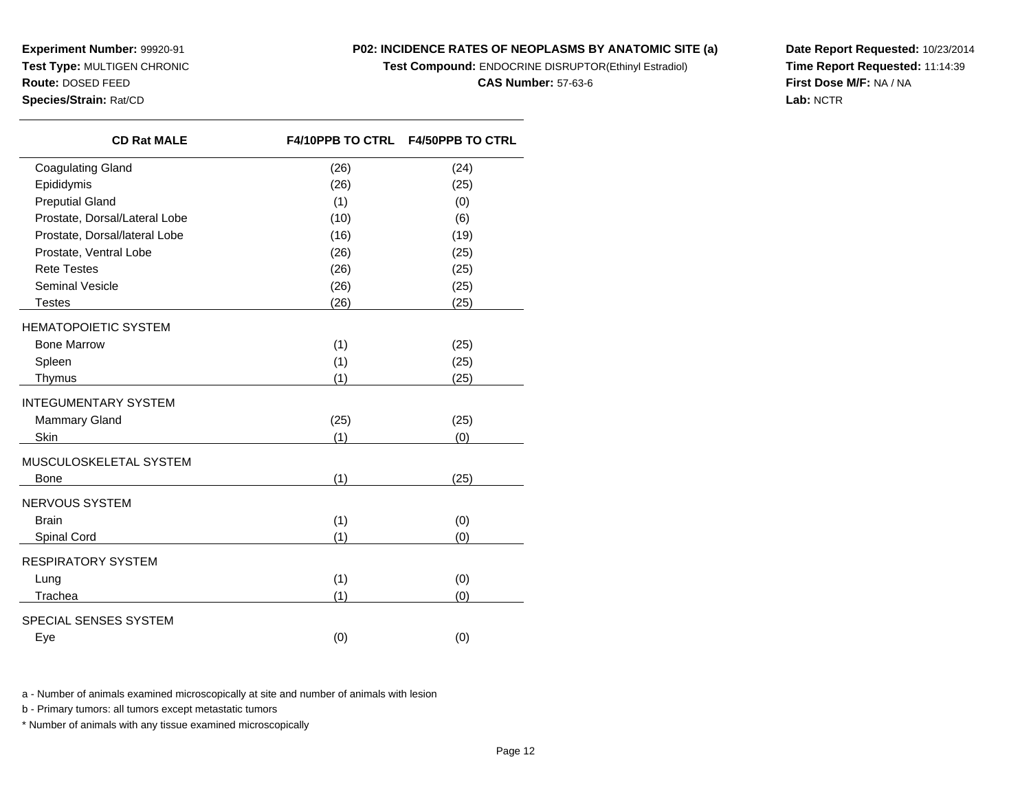**Experiment Number:** 99920-91
**Test Type:** MULTIGEN CHRONIC
**Route:** DOSED FEED
**Species/Strain:** Rat/CD

**P02: INCIDENCE RATES OF NEOPLASMS BY ANATOMIC SITE (a)**
**Test Compound:** ENDOCRINE DISRUPTOR(Ethinyl Estradiol)
**CAS Number:** 57-63-6

**Date Report Requested:** 10/23/2014
**Time Report Requested:** 11:14:39
**First Dose M/F:** NA / NA
**Lab:** NCTR

| CD Rat MALE | F4/10PPB TO CTRL | F4/50PPB TO CTRL |
|---|---|---|
| Coagulating Gland | (26) | (24) |
| Epididymis | (26) | (25) |
| Preputial Gland | (1) | (0) |
| Prostate, Dorsal/Lateral Lobe | (10) | (6) |
| Prostate, Dorsal/lateral Lobe | (16) | (19) |
| Prostate, Ventral Lobe | (26) | (25) |
| Rete Testes | (26) | (25) |
| Seminal Vesicle | (26) | (25) |
| Testes | (26) | (25) |
| HEMATOPOIETIC SYSTEM | | |
| Bone Marrow | (1) | (25) |
| Spleen | (1) | (25) |
| Thymus | (1) | (25) |
| INTEGUMENTARY SYSTEM | | |
| Mammary Gland | (25) | (25) |
| Skin | (1) | (0) |
| MUSCULOSKELETAL SYSTEM | | |
| Bone | (1) | (25) |
| NERVOUS SYSTEM | | |
| Brain | (1) | (0) |
| Spinal Cord | (1) | (0) |
| RESPIRATORY SYSTEM | | |
| Lung | (1) | (0) |
| Trachea | (1) | (0) |
| SPECIAL SENSES SYSTEM | | |
| Eye | (0) | (0) |

a - Number of animals examined microscopically at site and number of animals with lesion

b - Primary tumors: all tumors except metastatic tumors

* Number of animals with any tissue examined microscopically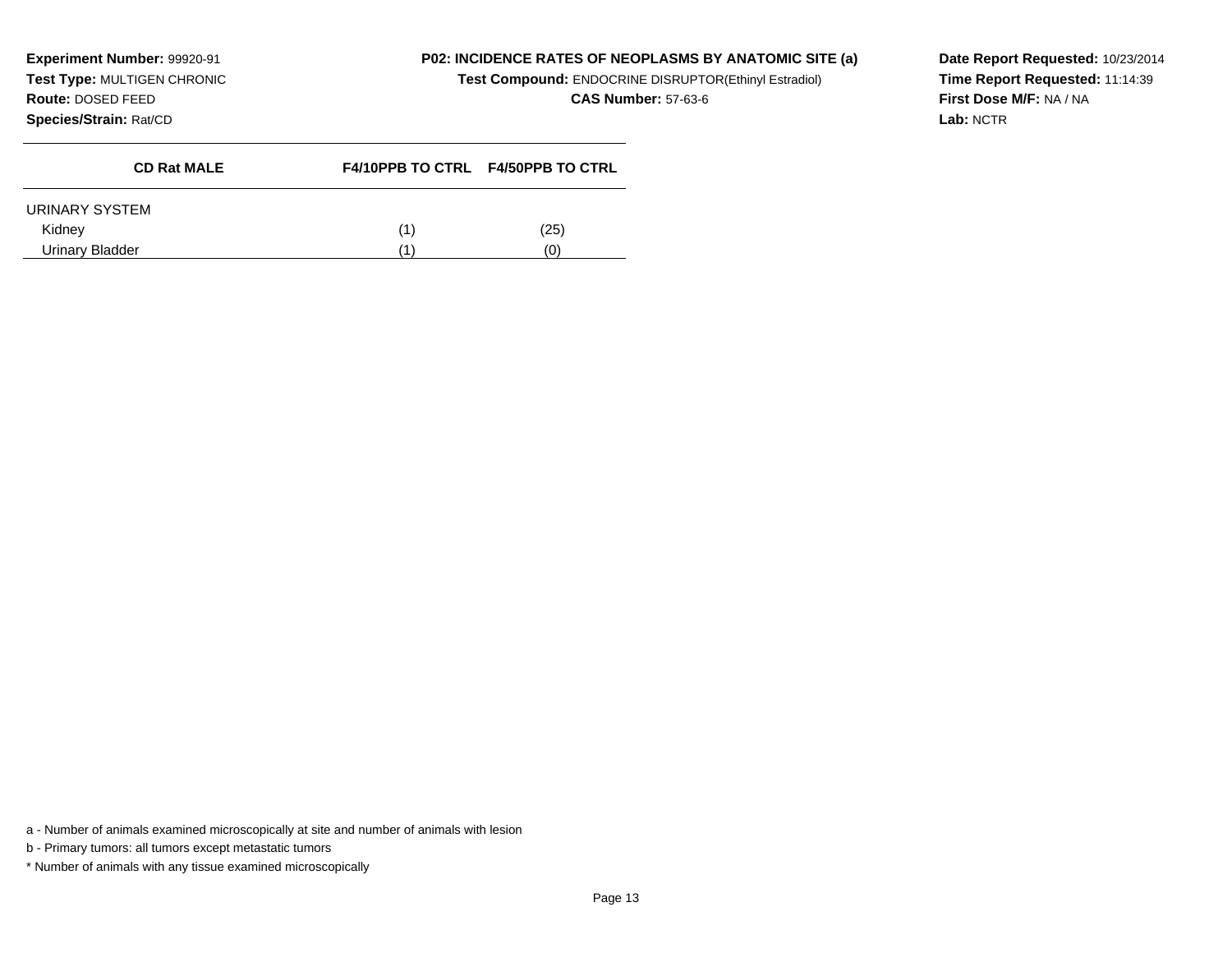**Experiment Number:** 99920-91
**Test Type:** MULTIGEN CHRONIC
**Route:** DOSED FEED
**Species/Strain:** Rat/CD

**P02: INCIDENCE RATES OF NEOPLASMS BY ANATOMIC SITE (a)**
**Test Compound:** ENDOCRINE DISRUPTOR(Ethinyl Estradiol)
**CAS Number:** 57-63-6

**Date Report Requested:** 10/23/2014
**Time Report Requested:** 11:14:39
**First Dose M/F:** NA / NA
**Lab:** NCTR

| CD Rat MALE | F4/10PPB TO CTRL | F4/50PPB TO CTRL |
|---|---|---|
| URINARY SYSTEM | | |
| Kidney | (1) | (25) |
| Urinary Bladder | (1) | (0) |

a - Number of animals examined microscopically at site and number of animals with lesion

b - Primary tumors: all tumors except metastatic tumors

* Number of animals with any tissue examined microscopically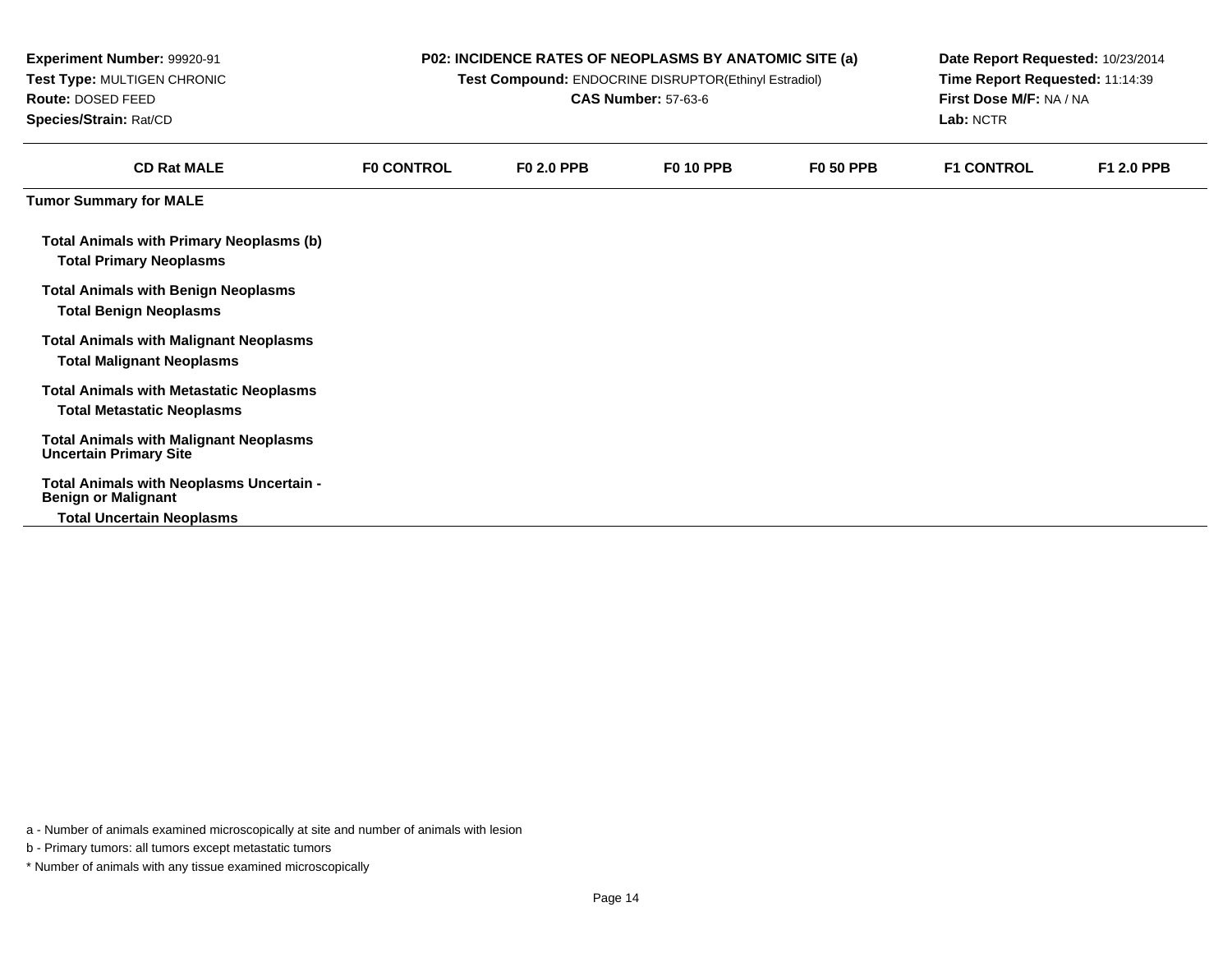**Experiment Number:** 99920-91
**Test Type:** MULTIGEN CHRONIC
**Route:** DOSED FEED
**Species/Strain:** Rat/CD

**P02: INCIDENCE RATES OF NEOPLASMS BY ANATOMIC SITE (a)**
**Test Compound:** ENDOCRINE DISRUPTOR(Ethinyl Estradiol)
**CAS Number:** 57-63-6

**Date Report Requested:** 10/23/2014
**Time Report Requested:** 11:14:39
**First Dose M/F:** NA / NA
**Lab:** NCTR

| CD Rat MALE | F0 CONTROL | F0 2.0 PPB | F0 10 PPB | F0 50 PPB | F1 CONTROL | F1 2.0 PPB |
|---|---|---|---|---|---|---|
| **Tumor Summary for MALE** | | | | | | |
| **Total Animals with Primary Neoplasms (b)** | | | | | | |
| **Total Primary Neoplasms** | | | | | | |
| **Total Animals with Benign Neoplasms** | | | | | | |
| **Total Benign Neoplasms** | | | | | | |
| **Total Animals with Malignant Neoplasms** | | | | | | |
| **Total Malignant Neoplasms** | | | | | | |
| **Total Animals with Metastatic Neoplasms** | | | | | | |
| **Total Metastatic Neoplasms** | | | | | | |
| **Total Animals with Malignant Neoplasms Uncertain Primary Site** | | | | | | |
| **Total Animals with Neoplasms Uncertain - Benign or Malignant** | | | | | | |
| **Total Uncertain Neoplasms** | | | | | | |

a - Number of animals examined microscopically at site and number of animals with lesion

b - Primary tumors: all tumors except metastatic tumors

* Number of animals with any tissue examined microscopically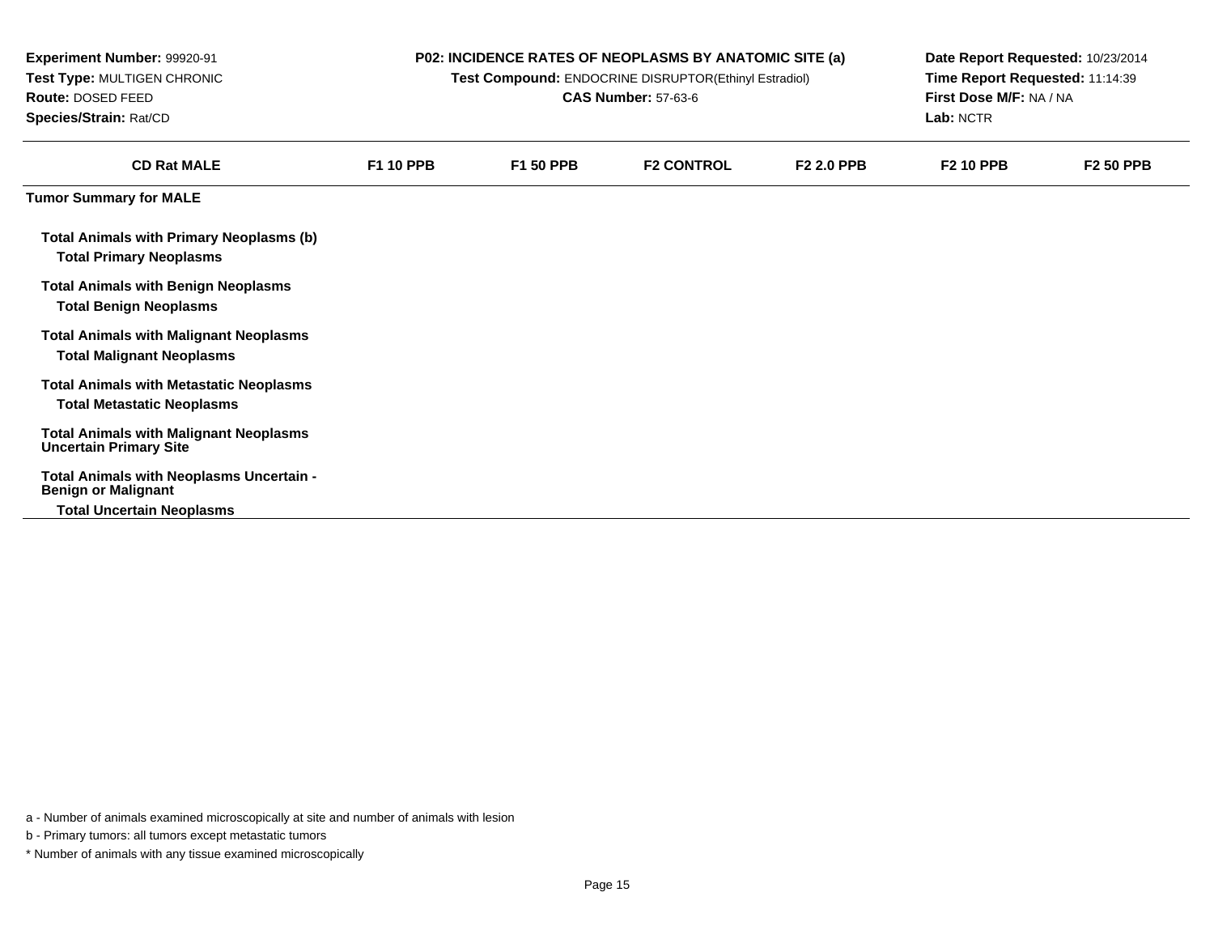**Experiment Number:** 99920-91
**Test Type:** MULTIGEN CHRONIC
**Route:** DOSED FEED
**Species/Strain:** Rat/CD

**P02: INCIDENCE RATES OF NEOPLASMS BY ANATOMIC SITE (a)**
**Test Compound:** ENDOCRINE DISRUPTOR(Ethinyl Estradiol)
**CAS Number:** 57-63-6

**Date Report Requested:** 10/23/2014
**Time Report Requested:** 11:14:39
**First Dose M/F:** NA / NA
**Lab:** NCTR

| CD Rat MALE | F1 10 PPB | F1 50 PPB | F2 CONTROL | F2 2.0 PPB | F2 10 PPB | F2 50 PPB |
|---|---|---|---|---|---|---|
| **Tumor Summary for MALE** | | | | | | |
| **Total Animals with Primary Neoplasms (b)** | | | | | | |
| **Total Primary Neoplasms** | | | | | | |
| **Total Animals with Benign Neoplasms** | | | | | | |
| **Total Benign Neoplasms** | | | | | | |
| **Total Animals with Malignant Neoplasms** | | | | | | |
| **Total Malignant Neoplasms** | | | | | | |
| **Total Animals with Metastatic Neoplasms** | | | | | | |
| **Total Metastatic Neoplasms** | | | | | | |
| **Total Animals with Malignant Neoplasms Uncertain Primary Site** | | | | | | |
| **Total Animals with Neoplasms Uncertain - Benign or Malignant** | | | | | | |
| **Total Uncertain Neoplasms** | | | | | | |

a - Number of animals examined microscopically at site and number of animals with lesion

b - Primary tumors: all tumors except metastatic tumors

* Number of animals with any tissue examined microscopically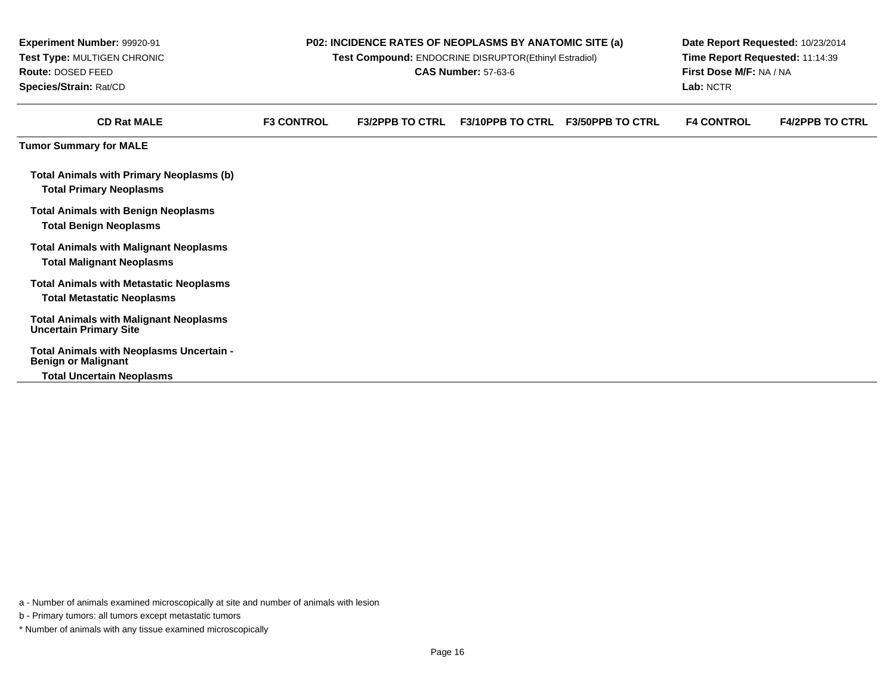**Experiment Number:** 99920-91
**Test Type:** MULTIGEN CHRONIC
**Route:** DOSED FEED
**Species/Strain:** Rat/CD

**P02: INCIDENCE RATES OF NEOPLASMS BY ANATOMIC SITE (a)**
**Test Compound:** ENDOCRINE DISRUPTOR(Ethinyl Estradiol)
**CAS Number:** 57-63-6

**Date Report Requested:** 10/23/2014
**Time Report Requested:** 11:14:39
**First Dose M/F:** NA / NA
**Lab:** NCTR

| CD Rat MALE | F3 CONTROL | F3/2PPB TO CTRL | F3/10PPB TO CTRL | F3/50PPB TO CTRL | F4 CONTROL | F4/2PPB TO CTRL |
|---|---|---|---|---|---|---|
| **Tumor Summary for MALE** | | | | | | |
| **Total Animals with Primary Neoplasms (b)** | | | | | | |
| **Total Primary Neoplasms** | | | | | | |
| **Total Animals with Benign Neoplasms** | | | | | | |
| **Total Benign Neoplasms** | | | | | | |
| **Total Animals with Malignant Neoplasms** | | | | | | |
| **Total Malignant Neoplasms** | | | | | | |
| **Total Animals with Metastatic Neoplasms** | | | | | | |
| **Total Metastatic Neoplasms** | | | | | | |
| **Total Animals with Malignant Neoplasms Uncertain Primary Site** | | | | | | |
| **Total Animals with Neoplasms Uncertain - Benign or Malignant** | | | | | | |
| **Total Uncertain Neoplasms** | | | | | | |

a - Number of animals examined microscopically at site and number of animals with lesion

b - Primary tumors: all tumors except metastatic tumors

* Number of animals with any tissue examined microscopically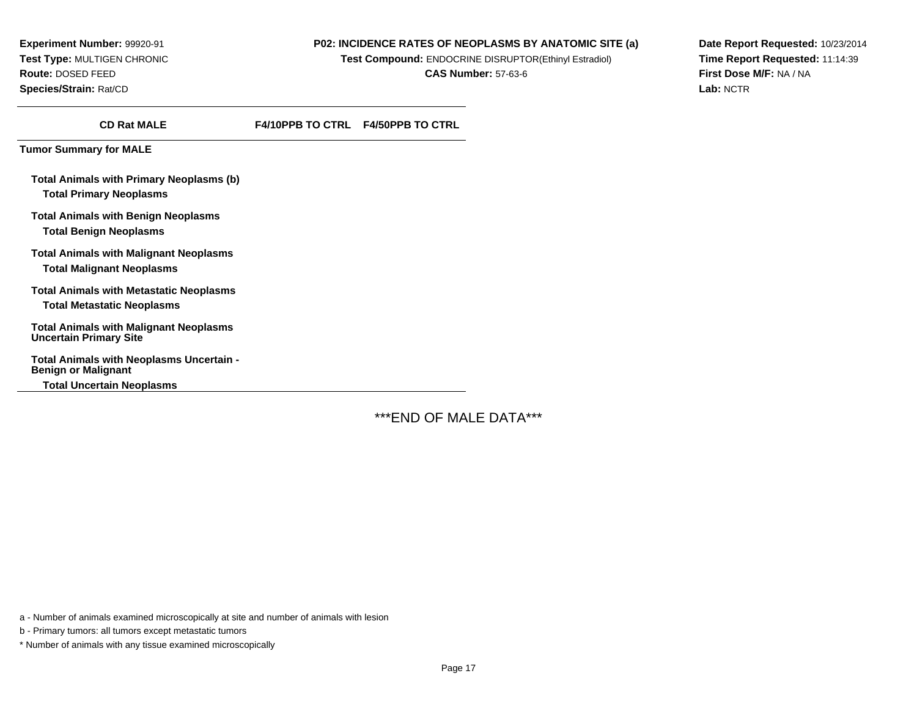**Experiment Number:** 99920-91
**Test Type:** MULTIGEN CHRONIC
**Route:** DOSED FEED
**Species/Strain:** Rat/CD

**P02: INCIDENCE RATES OF NEOPLASMS BY ANATOMIC SITE (a)**
**Test Compound:** ENDOCRINE DISRUPTOR(Ethinyl Estradiol)
**CAS Number:** 57-63-6

**Date Report Requested:** 10/23/2014
**Time Report Requested:** 11:14:39
**First Dose M/F:** NA / NA
**Lab:** NCTR

| CD Rat MALE | F4/10PPB TO CTRL | F4/50PPB TO CTRL |
|---|---|---|
| **Tumor Summary for MALE** | | |
| **Total Animals with Primary Neoplasms (b)** | | |
| **Total Primary Neoplasms** | | |
| **Total Animals with Benign Neoplasms** | | |
| **Total Benign Neoplasms** | | |
| **Total Animals with Malignant Neoplasms** | | |
| **Total Malignant Neoplasms** | | |
| **Total Animals with Metastatic Neoplasms** | | |
| **Total Metastatic Neoplasms** | | |
| **Total Animals with Malignant Neoplasms Uncertain Primary Site** | | |
| **Total Animals with Neoplasms Uncertain - Benign or Malignant** | | |
| **Total Uncertain Neoplasms** | | |

***END OF MALE DATA***

a - Number of animals examined microscopically at site and number of animals with lesion

b - Primary tumors: all tumors except metastatic tumors

* Number of animals with any tissue examined microscopically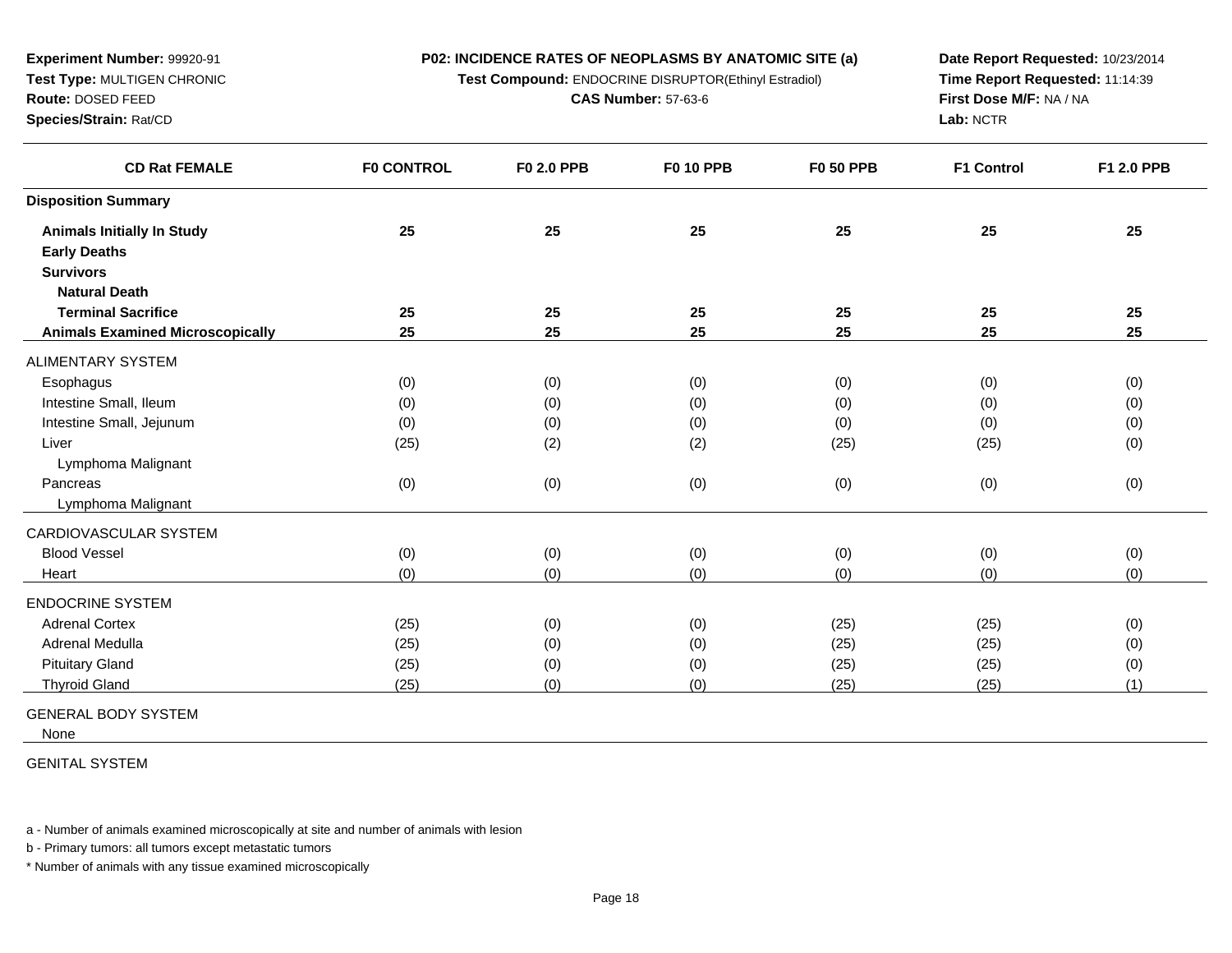**Experiment Number:** 99920-91
**Test Type:** MULTIGEN CHRONIC
**Route:** DOSED FEED
**Species/Strain:** Rat/CD

**P02: INCIDENCE RATES OF NEOPLASMS BY ANATOMIC SITE (a)**
**Test Compound:** ENDOCRINE DISRUPTOR(Ethinyl Estradiol)
**CAS Number:** 57-63-6

**Date Report Requested:** 10/23/2014
**Time Report Requested:** 11:14:39
**First Dose M/F:** NA / NA
**Lab:** NCTR

| CD Rat FEMALE | F0 CONTROL | F0 2.0 PPB | F0 10 PPB | F0 50 PPB | F1 Control | F1 2.0 PPB |
|---|---|---|---|---|---|---|
| **Disposition Summary** | | | | | | |
| **Animals Initially In Study** | **25** | **25** | **25** | **25** | **25** | **25** |
| **Early Deaths** | | | | | | |
| **Survivors** | | | | | | |
| **Natural Death** | | | | | | |
| **Terminal Sacrifice** | **25** | **25** | **25** | **25** | **25** | **25** |
| **Animals Examined Microscopically** | **25** | **25** | **25** | **25** | **25** | **25** |
| ALIMENTARY SYSTEM | | | | | | |
| Esophagus | (0) | (0) | (0) | (0) | (0) | (0) |
| Intestine Small, Ileum | (0) | (0) | (0) | (0) | (0) | (0) |
| Intestine Small, Jejunum | (0) | (0) | (0) | (0) | (0) | (0) |
| Liver | (25) | (2) | (2) | (25) | (25) | (0) |
| Lymphoma Malignant | | | | | | |
| Pancreas | (0) | (0) | (0) | (0) | (0) | (0) |
| Lymphoma Malignant | | | | | | |
| CARDIOVASCULAR SYSTEM | | | | | | |
| Blood Vessel | (0) | (0) | (0) | (0) | (0) | (0) |
| Heart | (0) | (0) | (0) | (0) | (0) | (0) |
| ENDOCRINE SYSTEM | | | | | | |
| Adrenal Cortex | (25) | (0) | (0) | (25) | (25) | (0) |
| Adrenal Medulla | (25) | (0) | (0) | (25) | (25) | (0) |
| Pituitary Gland | (25) | (0) | (0) | (25) | (25) | (0) |
| Thyroid Gland | (25) | (0) | (0) | (25) | (25) | (1) |
| GENERAL BODY SYSTEM | | | | | | |
| None | | | | | | |
| GENITAL SYSTEM | | | | | | |

a - Number of animals examined microscopically at site and number of animals with lesion

b - Primary tumors: all tumors except metastatic tumors

* Number of animals with any tissue examined microscopically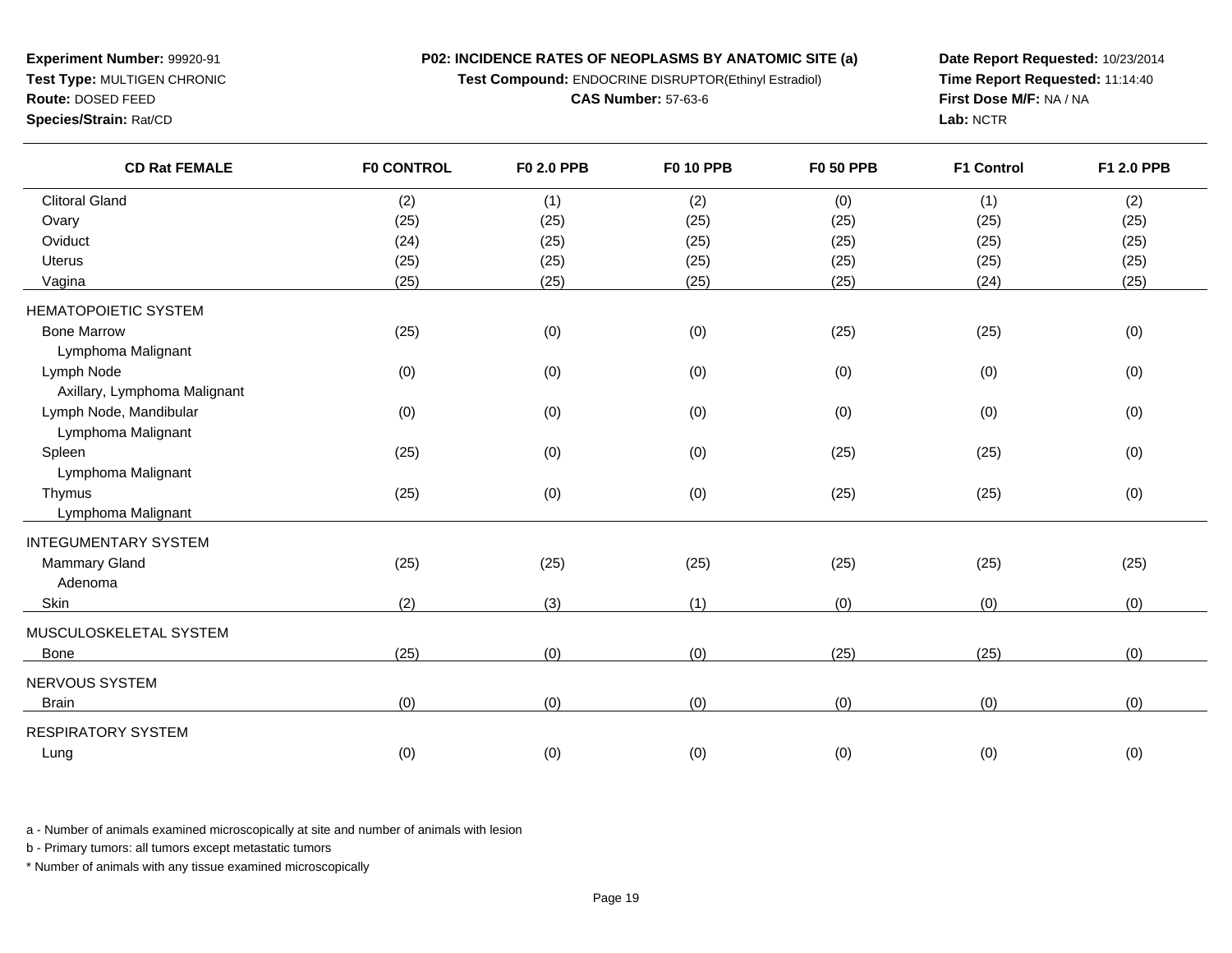**Experiment Number:** 99920-91
**Test Type:** MULTIGEN CHRONIC
**Route:** DOSED FEED
**Species/Strain:** Rat/CD

**P02: INCIDENCE RATES OF NEOPLASMS BY ANATOMIC SITE (a)**
**Test Compound:** ENDOCRINE DISRUPTOR(Ethinyl Estradiol)
**CAS Number:** 57-63-6

**Date Report Requested:** 10/23/2014
**Time Report Requested:** 11:14:40
**First Dose M/F:** NA / NA
**Lab:** NCTR

| CD Rat FEMALE | F0 CONTROL | F0 2.0 PPB | F0 10 PPB | F0 50 PPB | F1 Control | F1 2.0 PPB |
|---|---|---|---|---|---|---|
| Clitoral Gland | (2) | (1) | (2) | (0) | (1) | (2) |
| Ovary | (25) | (25) | (25) | (25) | (25) | (25) |
| Oviduct | (24) | (25) | (25) | (25) | (25) | (25) |
| Uterus | (25) | (25) | (25) | (25) | (25) | (25) |
| Vagina | (25) | (25) | (25) | (25) | (24) | (25) |
| HEMATOPOIETIC SYSTEM | | | | | | |
| Bone Marrow | (25) | (0) | (0) | (25) | (25) | (0) |
| Lymphoma Malignant | | | | | | |
| Lymph Node | (0) | (0) | (0) | (0) | (0) | (0) |
| Axillary, Lymphoma Malignant | | | | | | |
| Lymph Node, Mandibular | (0) | (0) | (0) | (0) | (0) | (0) |
| Lymphoma Malignant | | | | | | |
| Spleen | (25) | (0) | (0) | (25) | (25) | (0) |
| Lymphoma Malignant | | | | | | |
| Thymus | (25) | (0) | (0) | (25) | (25) | (0) |
| Lymphoma Malignant | | | | | | |
| INTEGUMENTARY SYSTEM | | | | | | |
| Mammary Gland | (25) | (25) | (25) | (25) | (25) | (25) |
| Adenoma | | | | | | |
| Skin | (2) | (3) | (1) | (0) | (0) | (0) |
| MUSCULOSKELETAL SYSTEM | | | | | | |
| Bone | (25) | (0) | (0) | (25) | (25) | (0) |
| NERVOUS SYSTEM | | | | | | |
| Brain | (0) | (0) | (0) | (0) | (0) | (0) |
| RESPIRATORY SYSTEM | | | | | | |
| Lung | (0) | (0) | (0) | (0) | (0) | (0) |

a - Number of animals examined microscopically at site and number of animals with lesion

b - Primary tumors: all tumors except metastatic tumors

* Number of animals with any tissue examined microscopically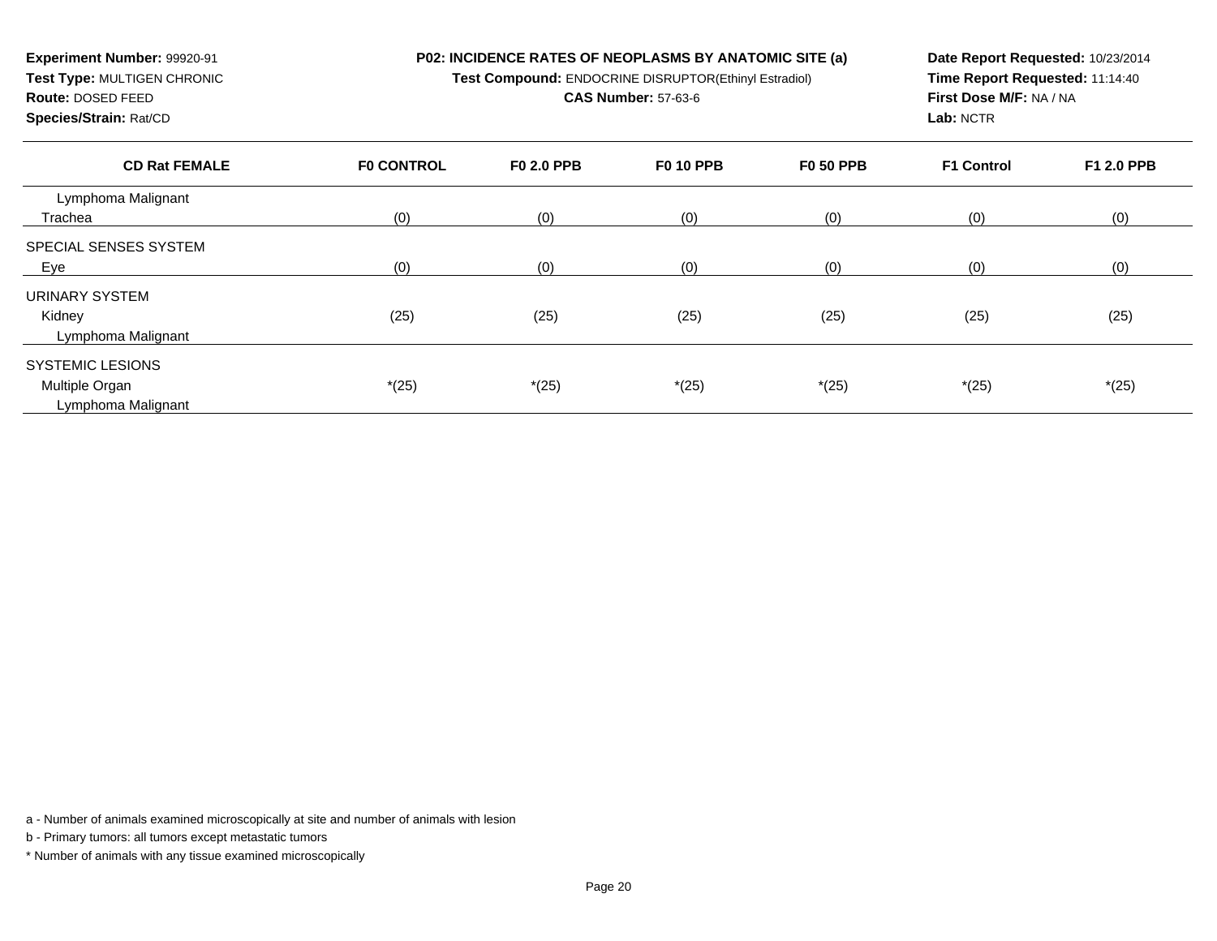**Experiment Number:** 99920-91
**Test Type:** MULTIGEN CHRONIC
**Route:** DOSED FEED
**Species/Strain:** Rat/CD

**P02: INCIDENCE RATES OF NEOPLASMS BY ANATOMIC SITE (a)**
**Test Compound:** ENDOCRINE DISRUPTOR(Ethinyl Estradiol)
**CAS Number:** 57-63-6

**Date Report Requested:** 10/23/2014
**Time Report Requested:** 11:14:40
**First Dose M/F:** NA / NA
**Lab:** NCTR

| CD Rat FEMALE | F0 CONTROL | F0 2.0 PPB | F0 10 PPB | F0 50 PPB | F1 Control | F1 2.0 PPB |
|---|---|---|---|---|---|---|
| Lymphoma Malignant | | | | | | |
| Trachea | (0) | (0) | (0) | (0) | (0) | (0) |
| SPECIAL SENSES SYSTEM | | | | | | |
| Eye | (0) | (0) | (0) | (0) | (0) | (0) |
| URINARY SYSTEM | | | | | | |
| Kidney | (25) | (25) | (25) | (25) | (25) | (25) |
| Lymphoma Malignant | | | | | | |
| SYSTEMIC LESIONS | | | | | | |
| Multiple Organ | *(25) | *(25) | *(25) | *(25) | *(25) | *(25) |
| Lymphoma Malignant | | | | | | |

a - Number of animals examined microscopically at site and number of animals with lesion

b - Primary tumors: all tumors except metastatic tumors

* Number of animals with any tissue examined microscopically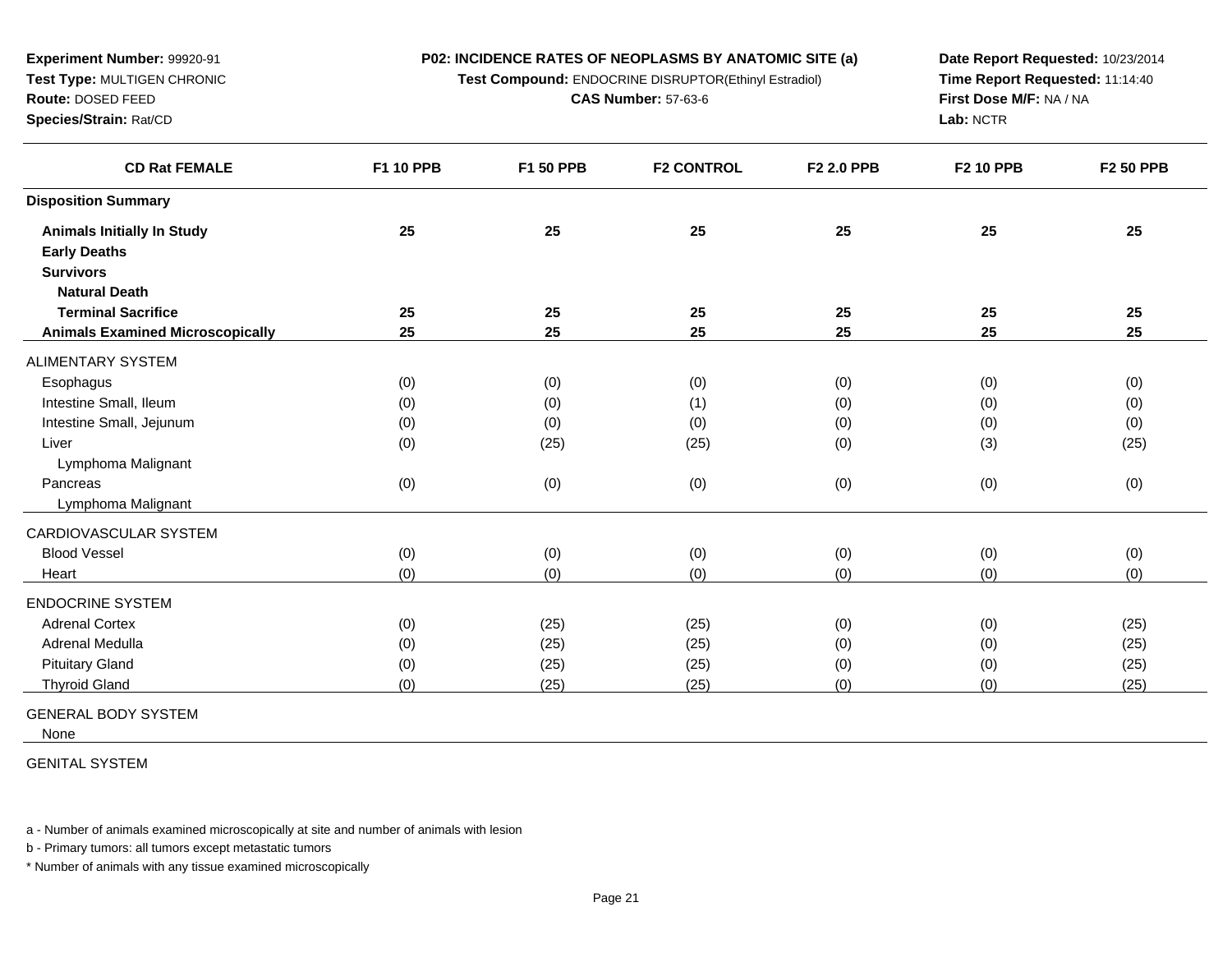**Experiment Number:** 99920-91
**Test Type:** MULTIGEN CHRONIC
**Route:** DOSED FEED
**Species/Strain:** Rat/CD

**P02: INCIDENCE RATES OF NEOPLASMS BY ANATOMIC SITE (a)**
**Test Compound:** ENDOCRINE DISRUPTOR(Ethinyl Estradiol)
**CAS Number:** 57-63-6

**Date Report Requested:** 10/23/2014
**Time Report Requested:** 11:14:40
**First Dose M/F:** NA / NA
**Lab:** NCTR

| CD Rat FEMALE | F1 10 PPB | F1 50 PPB | F2 CONTROL | F2 2.0 PPB | F2 10 PPB | F2 50 PPB |
|---|---|---|---|---|---|---|
| **Disposition Summary** | | | | | | |
| **Animals Initially In Study** | **25** | **25** | **25** | **25** | **25** | **25** |
| **Early Deaths** | | | | | | |
| **Survivors** | | | | | | |
| **Natural Death** | | | | | | |
| **Terminal Sacrifice** | **25** | **25** | **25** | **25** | **25** | **25** |
| **Animals Examined Microscopically** | **25** | **25** | **25** | **25** | **25** | **25** |
| ALIMENTARY SYSTEM | | | | | | |
| Esophagus | (0) | (0) | (0) | (0) | (0) | (0) |
| Intestine Small, Ileum | (0) | (0) | (1) | (0) | (0) | (0) |
| Intestine Small, Jejunum | (0) | (0) | (0) | (0) | (0) | (0) |
| Liver | (0) | (25) | (25) | (0) | (3) | (25) |
| Lymphoma Malignant | | | | | | |
| Pancreas | (0) | (0) | (0) | (0) | (0) | (0) |
| Lymphoma Malignant | | | | | | |
| CARDIOVASCULAR SYSTEM | | | | | | |
| Blood Vessel | (0) | (0) | (0) | (0) | (0) | (0) |
| Heart | (0) | (0) | (0) | (0) | (0) | (0) |
| ENDOCRINE SYSTEM | | | | | | |
| Adrenal Cortex | (0) | (25) | (25) | (0) | (0) | (25) |
| Adrenal Medulla | (0) | (25) | (25) | (0) | (0) | (25) |
| Pituitary Gland | (0) | (25) | (25) | (0) | (0) | (25) |
| Thyroid Gland | (0) | (25) | (25) | (0) | (0) | (25) |
| GENERAL BODY SYSTEM | | | | | | |
| None | | | | | | |
| GENITAL SYSTEM | | | | | | |

a - Number of animals examined microscopically at site and number of animals with lesion

b - Primary tumors: all tumors except metastatic tumors

* Number of animals with any tissue examined microscopically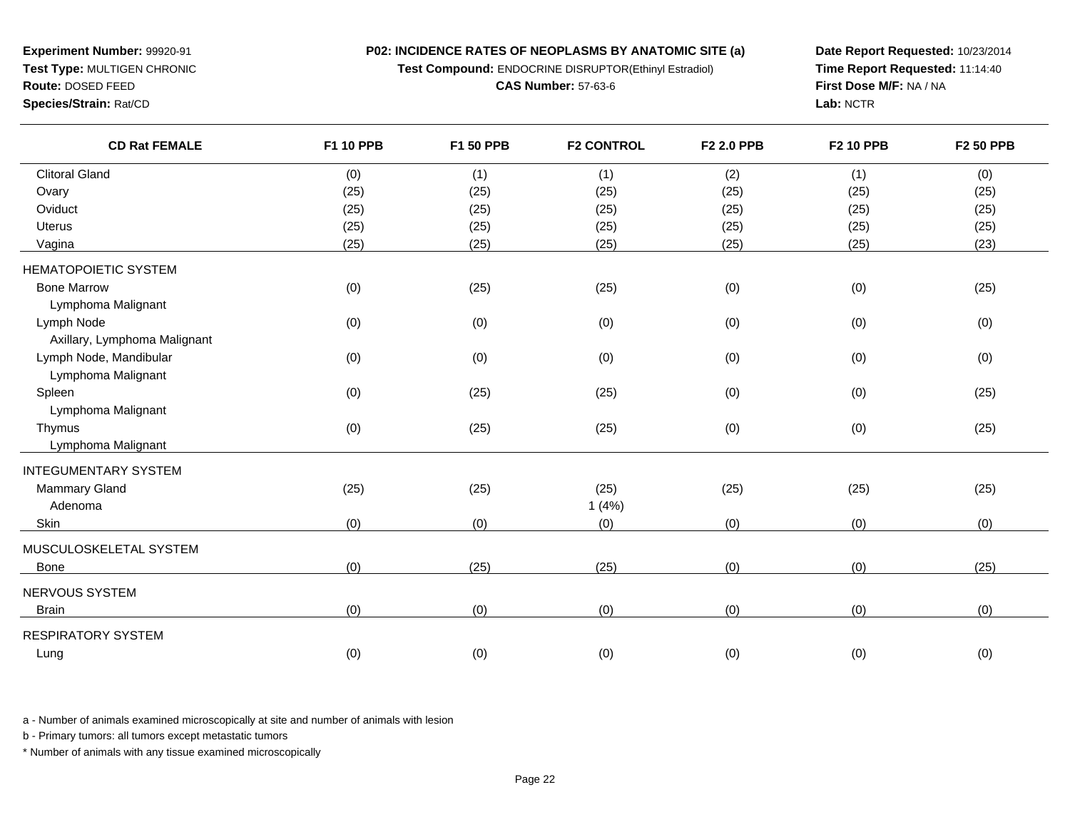**Experiment Number:** 99920-91
**Test Type:** MULTIGEN CHRONIC
**Route:** DOSED FEED
**Species/Strain:** Rat/CD

**P02: INCIDENCE RATES OF NEOPLASMS BY ANATOMIC SITE (a)**
**Test Compound:** ENDOCRINE DISRUPTOR(Ethinyl Estradiol)
**CAS Number:** 57-63-6

**Date Report Requested:** 10/23/2014
**Time Report Requested:** 11:14:40
**First Dose M/F:** NA / NA
**Lab:** NCTR

| CD Rat FEMALE | F1 10 PPB | F1 50 PPB | F2 CONTROL | F2 2.0 PPB | F2 10 PPB | F2 50 PPB |
|---|---|---|---|---|---|---|
| Clitoral Gland | (0) | (1) | (1) | (2) | (1) | (0) |
| Ovary | (25) | (25) | (25) | (25) | (25) | (25) |
| Oviduct | (25) | (25) | (25) | (25) | (25) | (25) |
| Uterus | (25) | (25) | (25) | (25) | (25) | (25) |
| Vagina | (25) | (25) | (25) | (25) | (25) | (23) |
| HEMATOPOIETIC SYSTEM | | | | | | |
| Bone Marrow | (0) | (25) | (25) | (0) | (0) | (25) |
| Lymphoma Malignant | | | | | | |
| Lymph Node | (0) | (0) | (0) | (0) | (0) | (0) |
| Axillary, Lymphoma Malignant | | | | | | |
| Lymph Node, Mandibular | (0) | (0) | (0) | (0) | (0) | (0) |
| Lymphoma Malignant | | | | | | |
| Spleen | (0) | (25) | (25) | (0) | (0) | (25) |
| Lymphoma Malignant | | | | | | |
| Thymus | (0) | (25) | (25) | (0) | (0) | (25) |
| Lymphoma Malignant | | | | | | |
| INTEGUMENTARY SYSTEM | | | | | | |
| Mammary Gland | (25) | (25) | (25) | (25) | (25) | (25) |
| Adenoma | | | 1 (4%) | | | |
| Skin | (0) | (0) | (0) | (0) | (0) | (0) |
| MUSCULOSKELETAL SYSTEM | | | | | | |
| Bone | (0) | (25) | (25) | (0) | (0) | (25) |
| NERVOUS SYSTEM | | | | | | |
| Brain | (0) | (0) | (0) | (0) | (0) | (0) |
| RESPIRATORY SYSTEM | | | | | | |
| Lung | (0) | (0) | (0) | (0) | (0) | (0) |

a - Number of animals examined microscopically at site and number of animals with lesion

b - Primary tumors: all tumors except metastatic tumors

* Number of animals with any tissue examined microscopically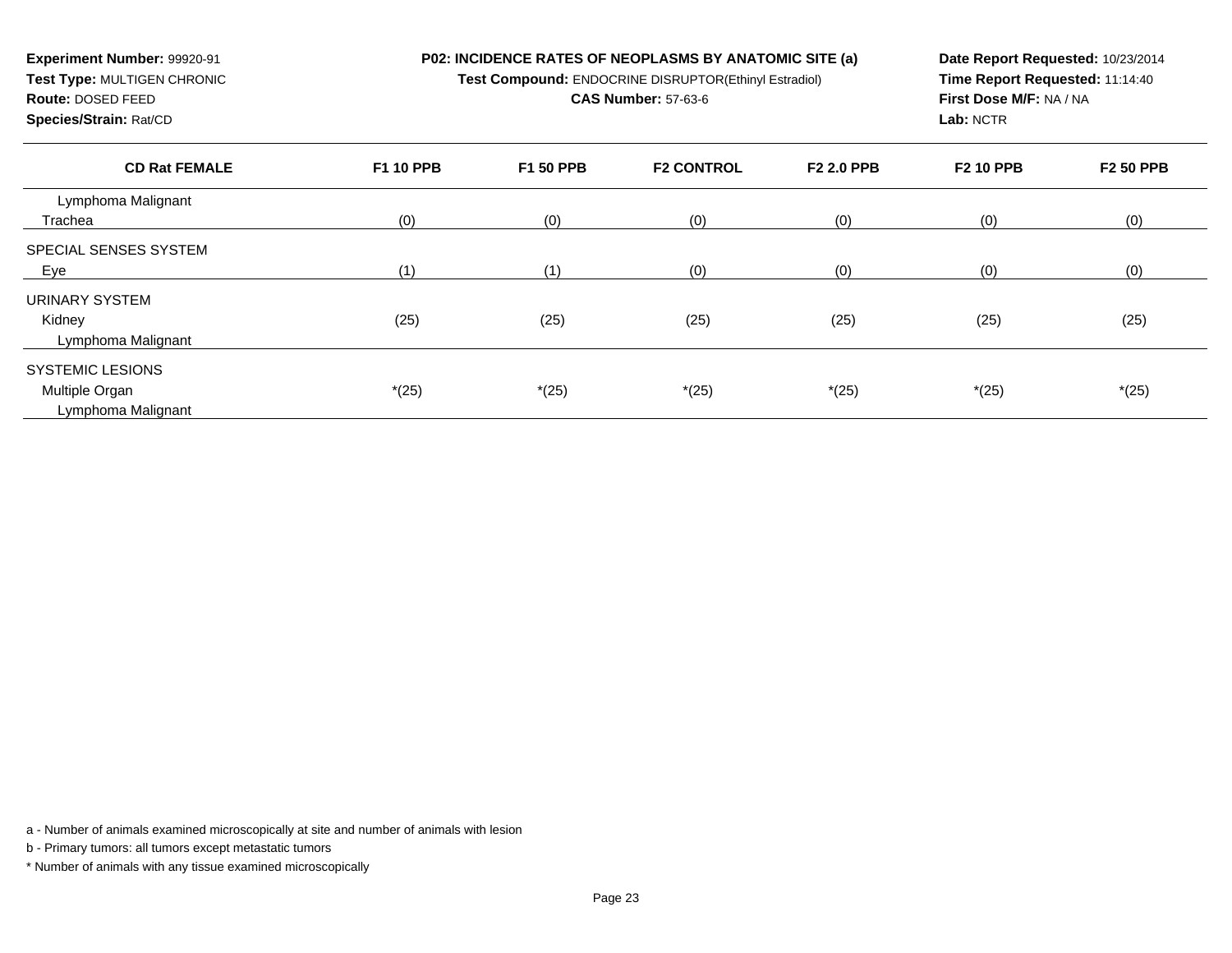**Experiment Number:** 99920-91
**Test Type:** MULTIGEN CHRONIC
**Route:** DOSED FEED
**Species/Strain:** Rat/CD

**P02: INCIDENCE RATES OF NEOPLASMS BY ANATOMIC SITE (a)**
**Test Compound:** ENDOCRINE DISRUPTOR(Ethinyl Estradiol)
**CAS Number:** 57-63-6

**Date Report Requested:** 10/23/2014
**Time Report Requested:** 11:14:40
**First Dose M/F:** NA / NA
**Lab:** NCTR

| CD Rat FEMALE | F1 10 PPB | F1 50 PPB | F2 CONTROL | F2 2.0 PPB | F2 10 PPB | F2 50 PPB |
|---|---|---|---|---|---|---|
| Lymphoma Malignant | | | | | | |
| Trachea | (0) | (0) | (0) | (0) | (0) | (0) |
| SPECIAL SENSES SYSTEM | | | | | | |
| Eye | (1) | (1) | (0) | (0) | (0) | (0) |
| URINARY SYSTEM | | | | | | |
| Kidney | (25) | (25) | (25) | (25) | (25) | (25) |
| Lymphoma Malignant | | | | | | |
| SYSTEMIC LESIONS | | | | | | |
| Multiple Organ | *(25) | *(25) | *(25) | *(25) | *(25) | *(25) |
| Lymphoma Malignant | | | | | | |

a - Number of animals examined microscopically at site and number of animals with lesion

b - Primary tumors: all tumors except metastatic tumors

* Number of animals with any tissue examined microscopically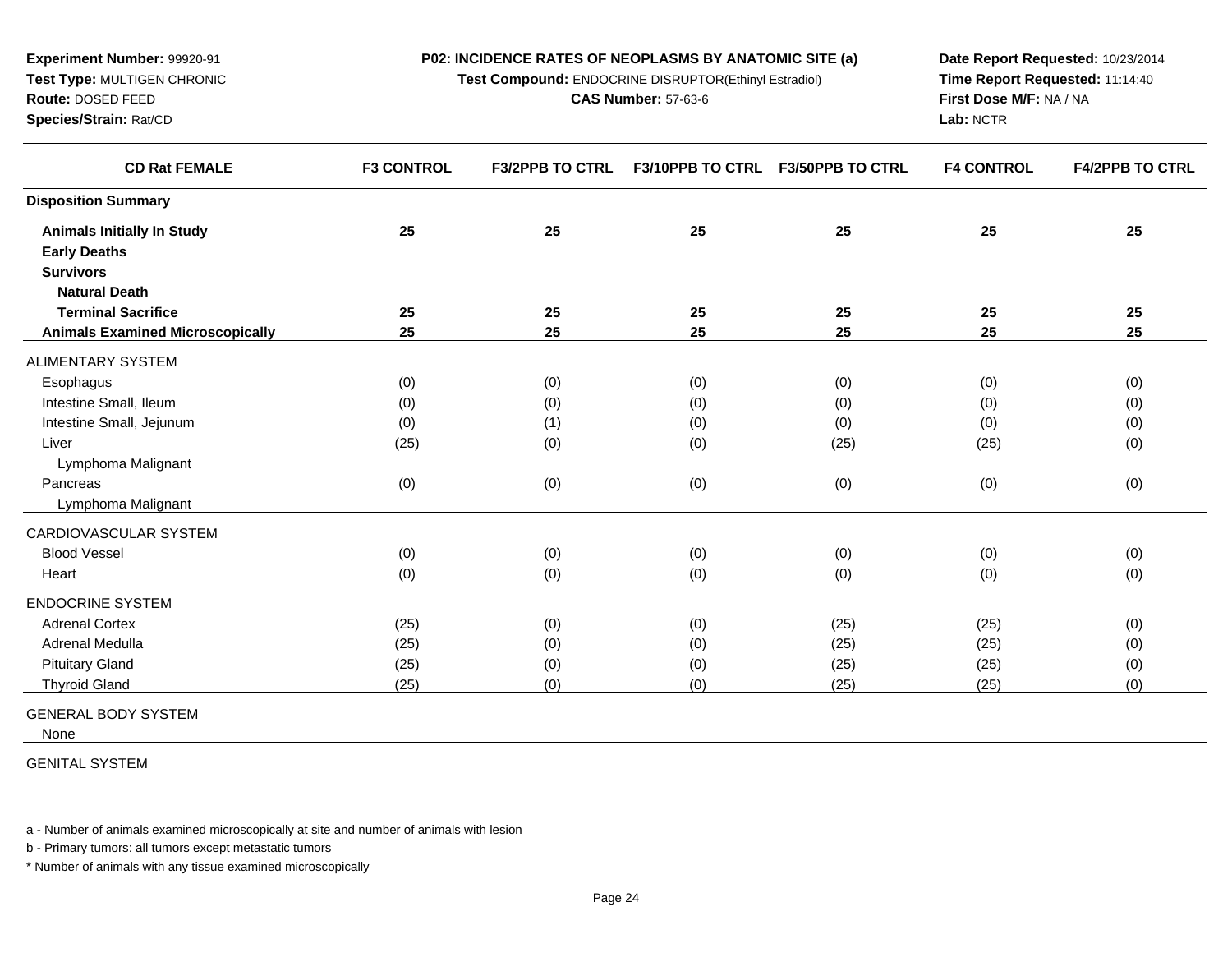**Experiment Number:** 99920-91
**Test Type:** MULTIGEN CHRONIC
**Route:** DOSED FEED
**Species/Strain:** Rat/CD

**P02: INCIDENCE RATES OF NEOPLASMS BY ANATOMIC SITE (a)**
**Test Compound:** ENDOCRINE DISRUPTOR(Ethinyl Estradiol)
**CAS Number:** 57-63-6

**Date Report Requested:** 10/23/2014
**Time Report Requested:** 11:14:40
**First Dose M/F:** NA / NA
**Lab:** NCTR

| CD Rat FEMALE | F3 CONTROL | F3/2PPB TO CTRL | F3/10PPB TO CTRL | F3/50PPB TO CTRL | F4 CONTROL | F4/2PPB TO CTRL |
|---|---|---|---|---|---|---|
| **Disposition Summary** | | | | | | |
| **Animals Initially In Study** | **25** | **25** | **25** | **25** | **25** | **25** |
| **Early Deaths** | | | | | | |
| **Survivors** | | | | | | |
| **Natural Death** | | | | | | |
| **Terminal Sacrifice** | **25** | **25** | **25** | **25** | **25** | **25** |
| **Animals Examined Microscopically** | **25** | **25** | **25** | **25** | **25** | **25** |
| ALIMENTARY SYSTEM | | | | | | |
| Esophagus | (0) | (0) | (0) | (0) | (0) | (0) |
| Intestine Small, Ileum | (0) | (0) | (0) | (0) | (0) | (0) |
| Intestine Small, Jejunum | (0) | (1) | (0) | (0) | (0) | (0) |
| Liver | (25) | (0) | (0) | (25) | (25) | (0) |
| Lymphoma Malignant | | | | | | |
| Pancreas | (0) | (0) | (0) | (0) | (0) | (0) |
| Lymphoma Malignant | | | | | | |
| CARDIOVASCULAR SYSTEM | | | | | | |
| Blood Vessel | (0) | (0) | (0) | (0) | (0) | (0) |
| Heart | (0) | (0) | (0) | (0) | (0) | (0) |
| ENDOCRINE SYSTEM | | | | | | |
| Adrenal Cortex | (25) | (0) | (0) | (25) | (25) | (0) |
| Adrenal Medulla | (25) | (0) | (0) | (25) | (25) | (0) |
| Pituitary Gland | (25) | (0) | (0) | (25) | (25) | (0) |
| Thyroid Gland | (25) | (0) | (0) | (25) | (25) | (0) |
| GENERAL BODY SYSTEM | | | | | | |
| None | | | | | | |
| GENITAL SYSTEM | | | | | | |

a - Number of animals examined microscopically at site and number of animals with lesion

b - Primary tumors: all tumors except metastatic tumors

* Number of animals with any tissue examined microscopically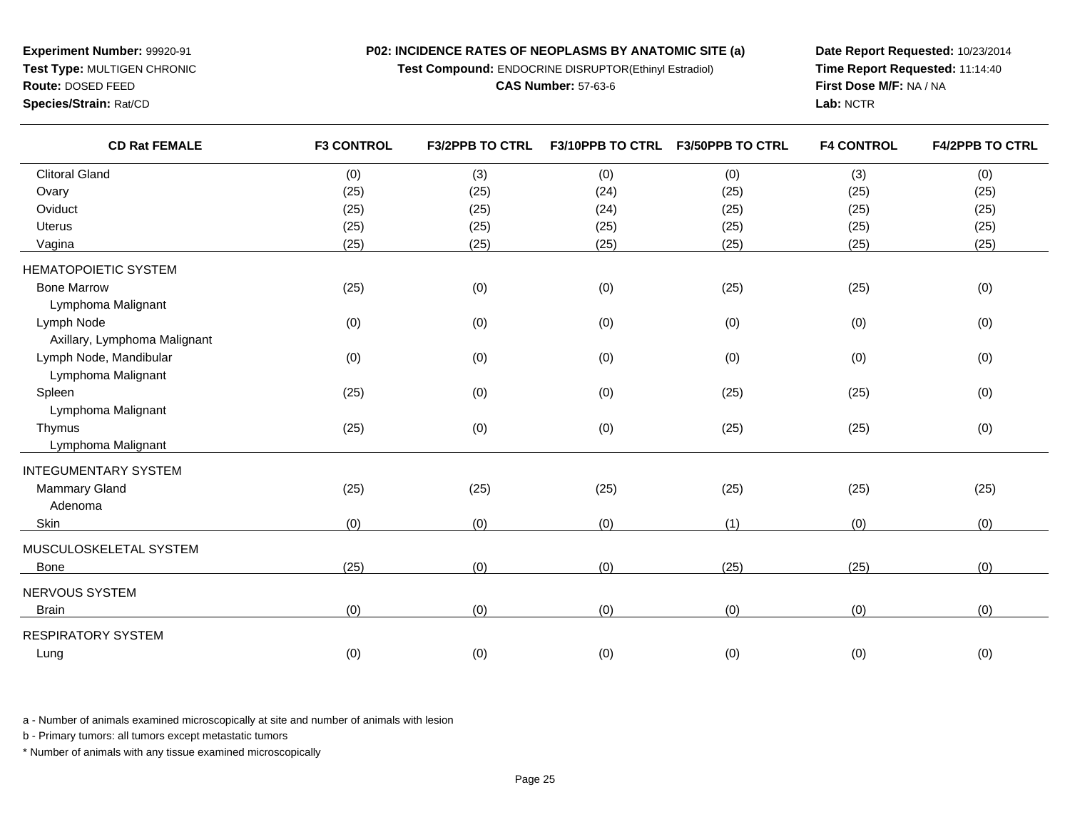**Experiment Number:** 99920-91
**Test Type:** MULTIGEN CHRONIC
**Route:** DOSED FEED
**Species/Strain:** Rat/CD

**P02: INCIDENCE RATES OF NEOPLASMS BY ANATOMIC SITE (a)**
**Test Compound:** ENDOCRINE DISRUPTOR(Ethinyl Estradiol)
**CAS Number:** 57-63-6

**Date Report Requested:** 10/23/2014
**Time Report Requested:** 11:14:40
**First Dose M/F:** NA / NA
**Lab:** NCTR

| CD Rat FEMALE | F3 CONTROL | F3/2PPB TO CTRL | F3/10PPB TO CTRL | F3/50PPB TO CTRL | F4 CONTROL | F4/2PPB TO CTRL |
|---|---|---|---|---|---|---|
| Clitoral Gland | (0) | (3) | (0) | (0) | (3) | (0) |
| Ovary | (25) | (25) | (24) | (25) | (25) | (25) |
| Oviduct | (25) | (25) | (24) | (25) | (25) | (25) |
| Uterus | (25) | (25) | (25) | (25) | (25) | (25) |
| Vagina | (25) | (25) | (25) | (25) | (25) | (25) |
| HEMATOPOIETIC SYSTEM | | | | | | |
| Bone Marrow | (25) | (0) | (0) | (25) | (25) | (0) |
| Lymphoma Malignant | | | | | | |
| Lymph Node | (0) | (0) | (0) | (0) | (0) | (0) |
| Axillary, Lymphoma Malignant | | | | | | |
| Lymph Node, Mandibular | (0) | (0) | (0) | (0) | (0) | (0) |
| Lymphoma Malignant | | | | | | |
| Spleen | (25) | (0) | (0) | (25) | (25) | (0) |
| Lymphoma Malignant | | | | | | |
| Thymus | (25) | (0) | (0) | (25) | (25) | (0) |
| Lymphoma Malignant | | | | | | |
| INTEGUMENTARY SYSTEM | | | | | | |
| Mammary Gland | (25) | (25) | (25) | (25) | (25) | (25) |
| Adenoma | | | | | | |
| Skin | (0) | (0) | (0) | (1) | (0) | (0) |
| MUSCULOSKELETAL SYSTEM | | | | | | |
| Bone | (25) | (0) | (0) | (25) | (25) | (0) |
| NERVOUS SYSTEM | | | | | | |
| Brain | (0) | (0) | (0) | (0) | (0) | (0) |
| RESPIRATORY SYSTEM | | | | | | |
| Lung | (0) | (0) | (0) | (0) | (0) | (0) |

a - Number of animals examined microscopically at site and number of animals with lesion

b - Primary tumors: all tumors except metastatic tumors

* Number of animals with any tissue examined microscopically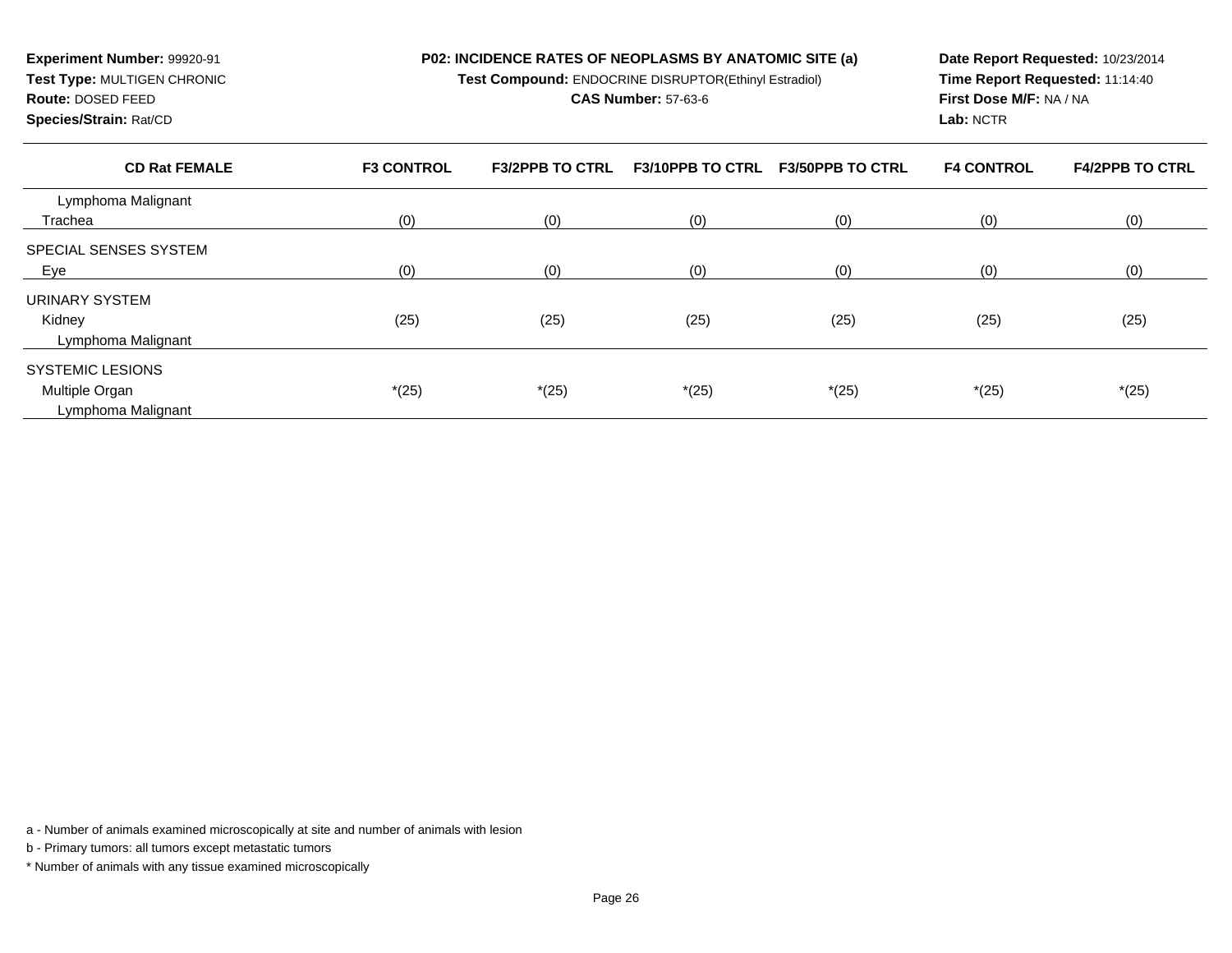**Experiment Number:** 99920-91
**Test Type:** MULTIGEN CHRONIC
**Route:** DOSED FEED
**Species/Strain:** Rat/CD

**P02: INCIDENCE RATES OF NEOPLASMS BY ANATOMIC SITE (a)**
**Test Compound:** ENDOCRINE DISRUPTOR(Ethinyl Estradiol)
**CAS Number:** 57-63-6

**Date Report Requested:** 10/23/2014
**Time Report Requested:** 11:14:40
**First Dose M/F:** NA / NA
**Lab:** NCTR

| CD Rat FEMALE | F3 CONTROL | F3/2PPB TO CTRL | F3/10PPB TO CTRL | F3/50PPB TO CTRL | F4 CONTROL | F4/2PPB TO CTRL |
|---|---|---|---|---|---|---|
| Lymphoma Malignant | | | | | | |
| Trachea | (0) | (0) | (0) | (0) | (0) | (0) |
| SPECIAL SENSES SYSTEM | | | | | | |
| Eye | (0) | (0) | (0) | (0) | (0) | (0) |
| URINARY SYSTEM | | | | | | |
| Kidney | (25) | (25) | (25) | (25) | (25) | (25) |
| Lymphoma Malignant | | | | | | |
| SYSTEMIC LESIONS | | | | | | |
| Multiple Organ | *(25) | *(25) | *(25) | *(25) | *(25) | *(25) |
| Lymphoma Malignant | | | | | | |

a - Number of animals examined microscopically at site and number of animals with lesion

b - Primary tumors: all tumors except metastatic tumors

* Number of animals with any tissue examined microscopically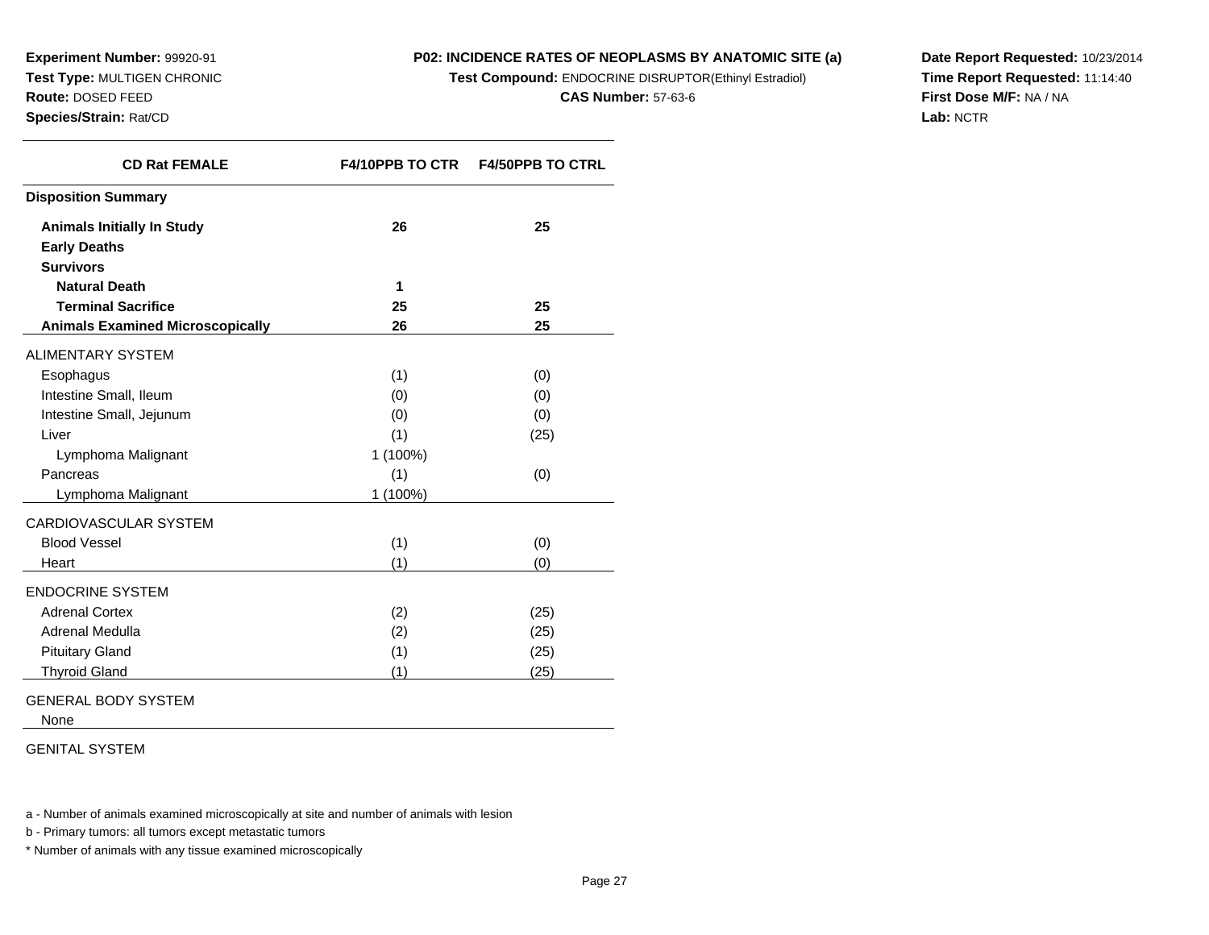**Experiment Number:** 99920-91
**Test Type:** MULTIGEN CHRONIC
**Route:** DOSED FEED
**Species/Strain:** Rat/CD

**P02: INCIDENCE RATES OF NEOPLASMS BY ANATOMIC SITE (a)**
**Test Compound:** ENDOCRINE DISRUPTOR(Ethinyl Estradiol)
**CAS Number:** 57-63-6

**Date Report Requested:** 10/23/2014
**Time Report Requested:** 11:14:40
**First Dose M/F:** NA / NA
**Lab:** NCTR

| CD Rat FEMALE | F4/10PPB TO CTR | F4/50PPB TO CTRL |
|---|---|---|
| **Disposition Summary** | | |
| **Animals Initially In Study** | **26** | **25** |
| **Early Deaths** | | |
| **Survivors** | | |
| **Natural Death** | **1** | |
| **Terminal Sacrifice** | **25** | **25** |
| **Animals Examined Microscopically** | **26** | **25** |
| ALIMENTARY SYSTEM | | |
| Esophagus | (1) | (0) |
| Intestine Small, Ileum | (0) | (0) |
| Intestine Small, Jejunum | (0) | (0) |
| Liver | (1) | (25) |
| Lymphoma Malignant | 1 (100%) | |
| Pancreas | (1) | (0) |
| Lymphoma Malignant | 1 (100%) | |
| CARDIOVASCULAR SYSTEM | | |
| Blood Vessel | (1) | (0) |
| Heart | (1) | (0) |
| ENDOCRINE SYSTEM | | |
| Adrenal Cortex | (2) | (25) |
| Adrenal Medulla | (2) | (25) |
| Pituitary Gland | (1) | (25) |
| Thyroid Gland | (1) | (25) |
| GENERAL BODY SYSTEM | | |
| None | | |
| GENITAL SYSTEM | | |

a - Number of animals examined microscopically at site and number of animals with lesion

b - Primary tumors: all tumors except metastatic tumors

* Number of animals with any tissue examined microscopically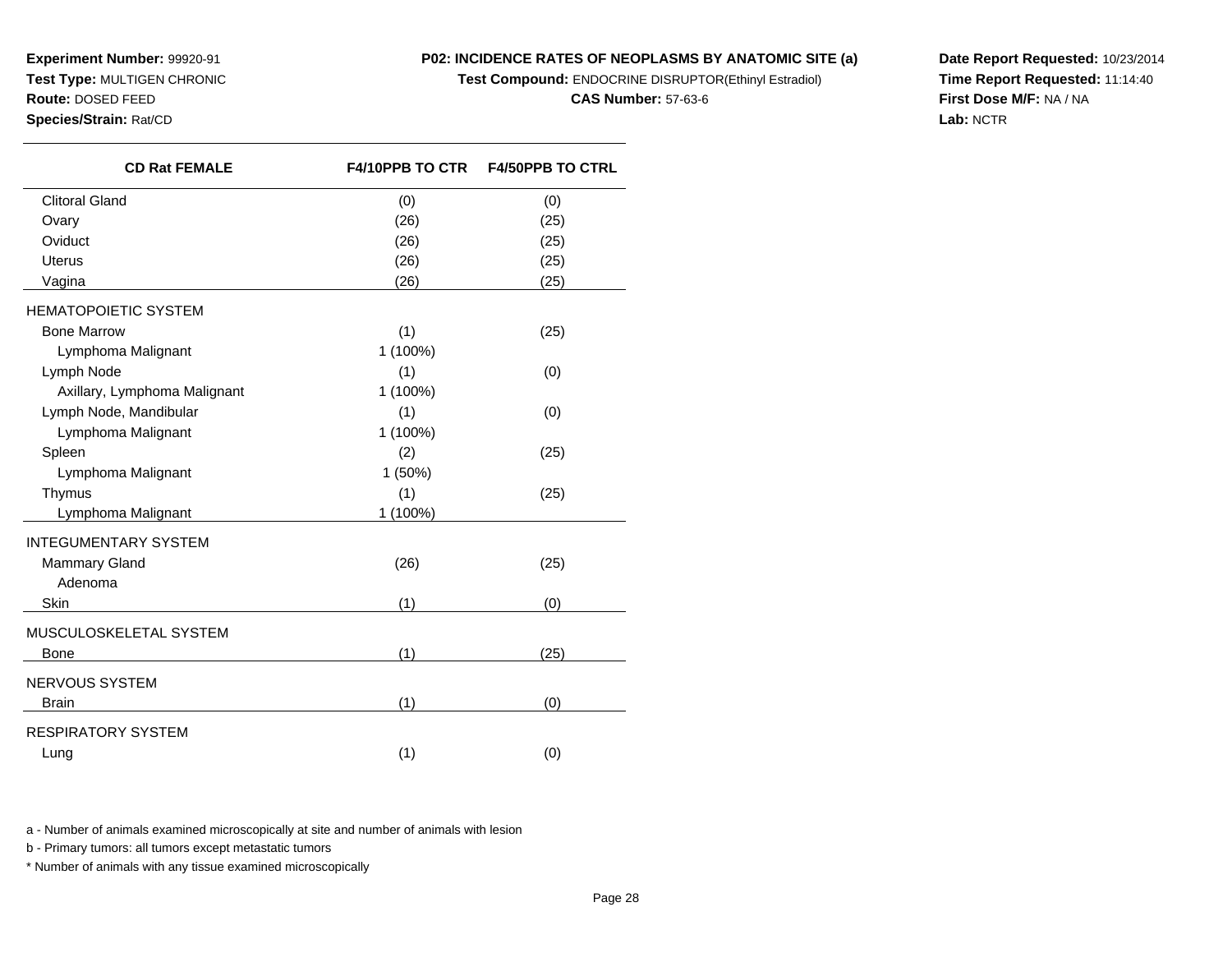**Experiment Number:** 99920-91
**Test Type:** MULTIGEN CHRONIC
**Route:** DOSED FEED
**Species/Strain:** Rat/CD

**P02: INCIDENCE RATES OF NEOPLASMS BY ANATOMIC SITE (a)**
**Test Compound:** ENDOCRINE DISRUPTOR(Ethinyl Estradiol)
**CAS Number:** 57-63-6

**Date Report Requested:** 10/23/2014
**Time Report Requested:** 11:14:40
**First Dose M/F:** NA / NA
**Lab:** NCTR

| CD Rat FEMALE | F4/10PPB TO CTR | F4/50PPB TO CTRL |
|---|---|---|
| Clitoral Gland | (0) | (0) |
| Ovary | (26) | (25) |
| Oviduct | (26) | (25) |
| Uterus | (26) | (25) |
| Vagina | (26) | (25) |
| HEMATOPOIETIC SYSTEM | | |
| Bone Marrow | (1) | (25) |
| Lymphoma Malignant | 1 (100%) | |
| Lymph Node | (1) | (0) |
| Axillary, Lymphoma Malignant | 1 (100%) | |
| Lymph Node, Mandibular | (1) | (0) |
| Lymphoma Malignant | 1 (100%) | |
| Spleen | (2) | (25) |
| Lymphoma Malignant | 1 (50%) | |
| Thymus | (1) | (25) |
| Lymphoma Malignant | 1 (100%) | |
| INTEGUMENTARY SYSTEM | | |
| Mammary Gland | (26) | (25) |
| Adenoma | | |
| Skin | (1) | (0) |
| MUSCULOSKELETAL SYSTEM | | |
| Bone | (1) | (25) |
| NERVOUS SYSTEM | | |
| Brain | (1) | (0) |
| RESPIRATORY SYSTEM | | |
| Lung | (1) | (0) |

a - Number of animals examined microscopically at site and number of animals with lesion

b - Primary tumors: all tumors except metastatic tumors

* Number of animals with any tissue examined microscopically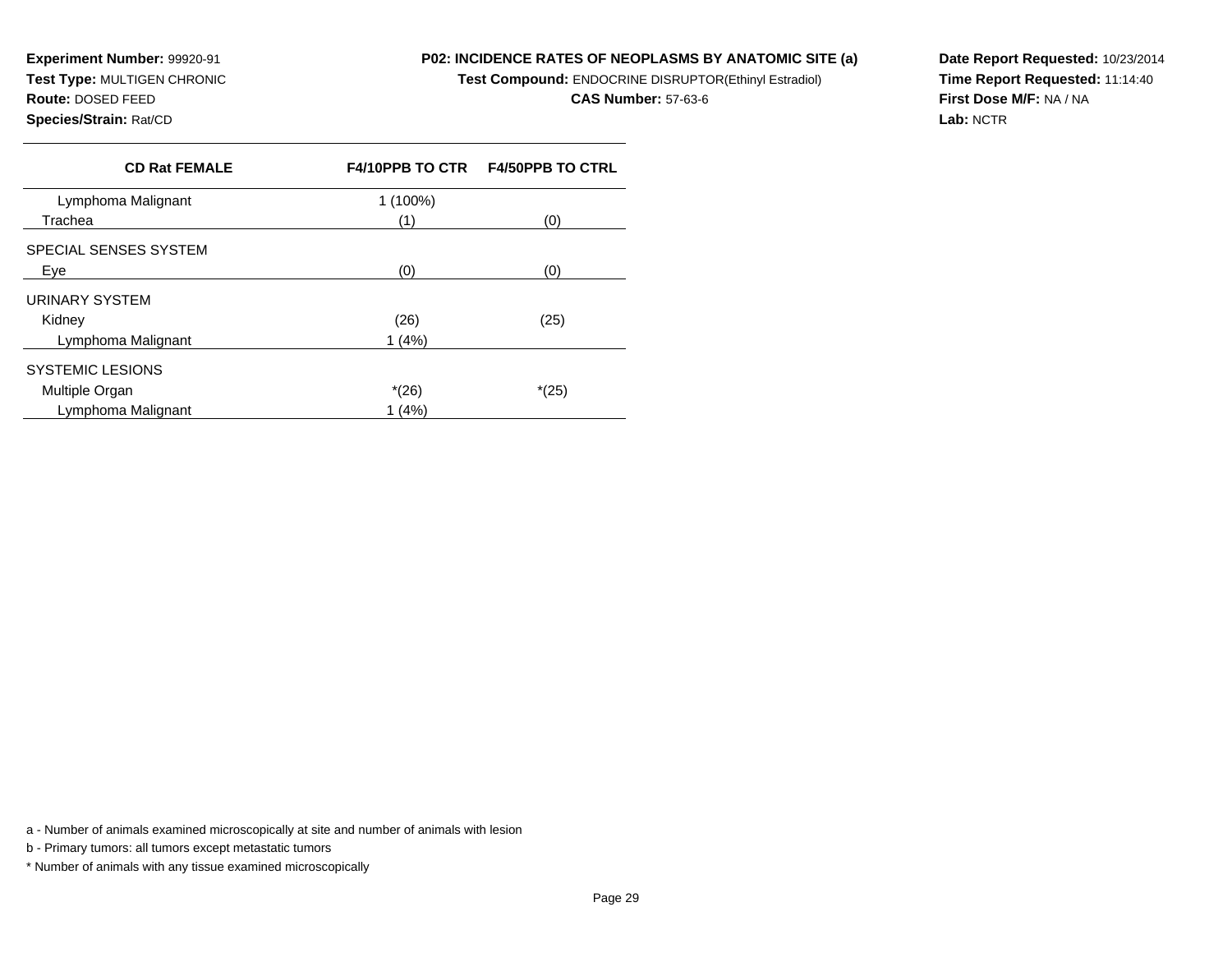**Experiment Number:** 99920-91
**Test Type:** MULTIGEN CHRONIC
**Route:** DOSED FEED
**Species/Strain:** Rat/CD

**P02: INCIDENCE RATES OF NEOPLASMS BY ANATOMIC SITE (a)**
**Test Compound:** ENDOCRINE DISRUPTOR(Ethinyl Estradiol)
**CAS Number:** 57-63-6

**Date Report Requested:** 10/23/2014
**Time Report Requested:** 11:14:40
**First Dose M/F:** NA / NA
**Lab:** NCTR

| CD Rat FEMALE | F4/10PPB TO CTR | F4/50PPB TO CTRL |
|---|---|---|
| Lymphoma Malignant | 1 (100%) | |
| Trachea | (1) | (0) |
| SPECIAL SENSES SYSTEM | | |
| Eye | (0) | (0) |
| URINARY SYSTEM | | |
| Kidney | (26) | (25) |
| Lymphoma Malignant | 1 (4%) | |
| SYSTEMIC LESIONS | | |
| Multiple Organ | *(26) | *(25) |
| Lymphoma Malignant | 1 (4%) | |

a - Number of animals examined microscopically at site and number of animals with lesion

b - Primary tumors: all tumors except metastatic tumors

* Number of animals with any tissue examined microscopically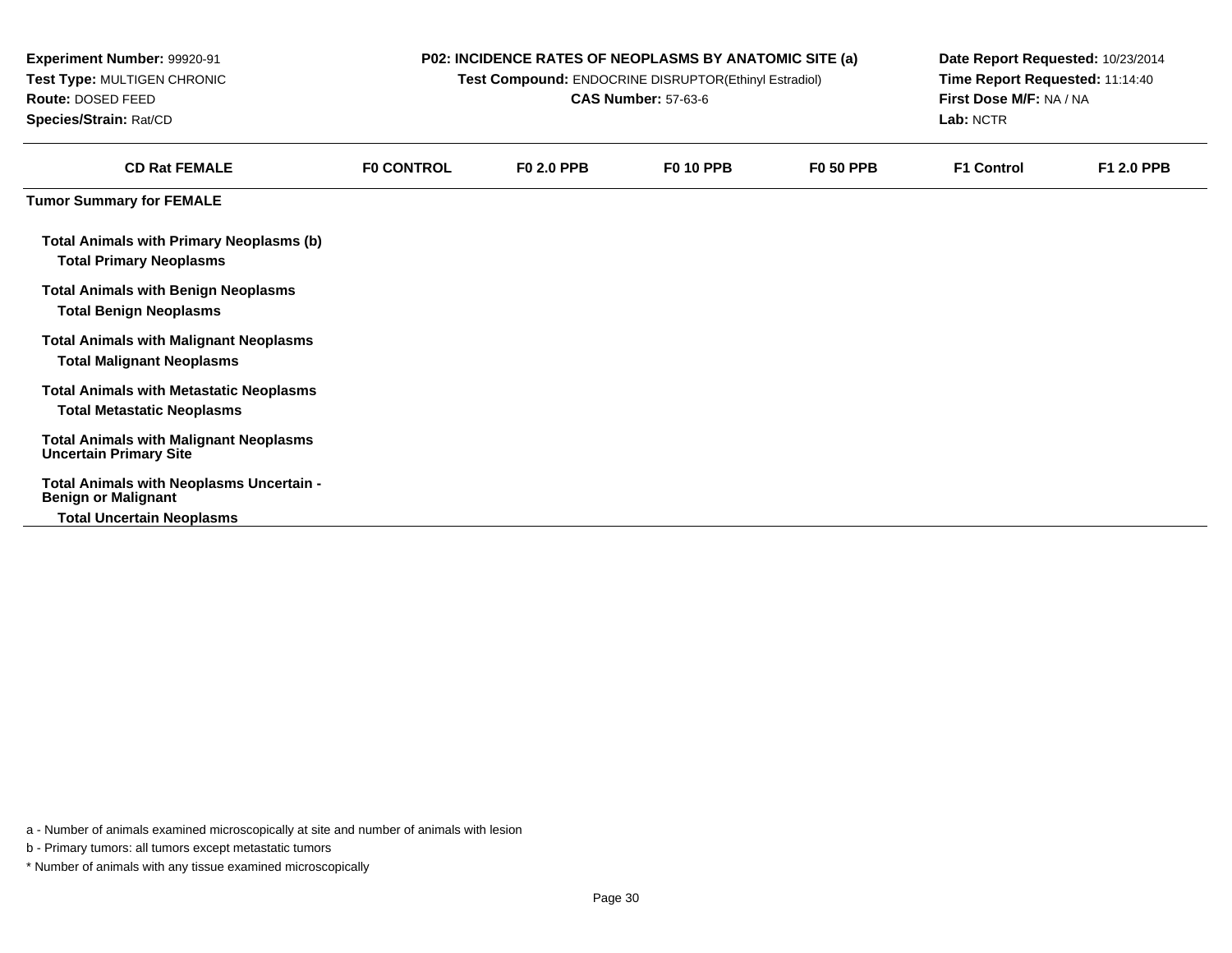**Experiment Number:** 99920-91
**Test Type:** MULTIGEN CHRONIC
**Route:** DOSED FEED
**Species/Strain:** Rat/CD

**P02: INCIDENCE RATES OF NEOPLASMS BY ANATOMIC SITE (a)**
**Test Compound:** ENDOCRINE DISRUPTOR(Ethinyl Estradiol)
**CAS Number:** 57-63-6

**Date Report Requested:** 10/23/2014
**Time Report Requested:** 11:14:40
**First Dose M/F:** NA / NA
**Lab:** NCTR

| CD Rat FEMALE | F0 CONTROL | F0 2.0 PPB | F0 10 PPB | F0 50 PPB | F1 Control | F1 2.0 PPB |
|---|---|---|---|---|---|---|
| **Tumor Summary for FEMALE** | | | | | | |
| **Total Animals with Primary Neoplasms (b)** | | | | | | |
| **Total Primary Neoplasms** | | | | | | |
| **Total Animals with Benign Neoplasms** | | | | | | |
| **Total Benign Neoplasms** | | | | | | |
| **Total Animals with Malignant Neoplasms** | | | | | | |
| **Total Malignant Neoplasms** | | | | | | |
| **Total Animals with Metastatic Neoplasms** | | | | | | |
| **Total Metastatic Neoplasms** | | | | | | |
| **Total Animals with Malignant Neoplasms Uncertain Primary Site** | | | | | | |
| **Total Animals with Neoplasms Uncertain - Benign or Malignant** | | | | | | |
| **Total Uncertain Neoplasms** | | | | | | |

a - Number of animals examined microscopically at site and number of animals with lesion

b - Primary tumors: all tumors except metastatic tumors

* Number of animals with any tissue examined microscopically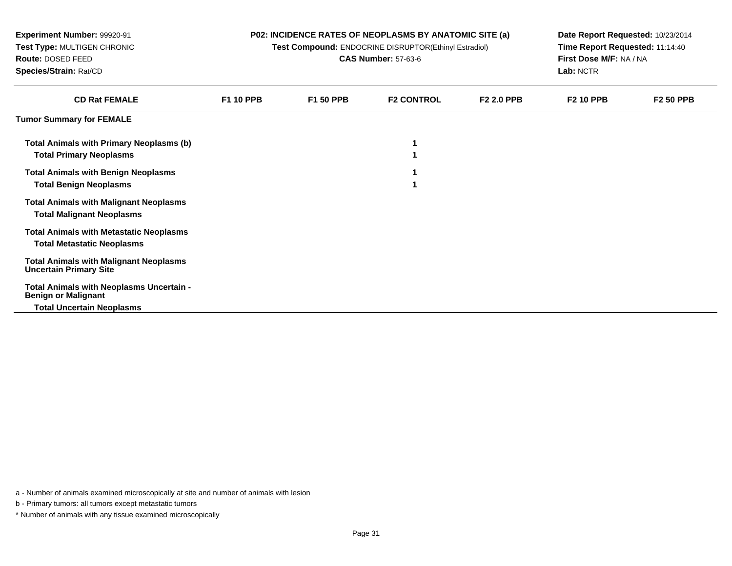**Experiment Number:** 99920-91
**Test Type:** MULTIGEN CHRONIC
**Route:** DOSED FEED
**Species/Strain:** Rat/CD

**P02: INCIDENCE RATES OF NEOPLASMS BY ANATOMIC SITE (a)**
**Test Compound:** ENDOCRINE DISRUPTOR(Ethinyl Estradiol)
**CAS Number:** 57-63-6

**Date Report Requested:** 10/23/2014
**Time Report Requested:** 11:14:40
**First Dose M/F:** NA / NA
**Lab:** NCTR

| CD Rat FEMALE | F1 10 PPB | F1 50 PPB | F2 CONTROL | F2 2.0 PPB | F2 10 PPB | F2 50 PPB |
|---|---|---|---|---|---|---|
| **Tumor Summary for FEMALE** | | | | | | |
| **Total Animals with Primary Neoplasms (b)** | | | 1 | | | |
| **Total Primary Neoplasms** | | | 1 | | | |
| **Total Animals with Benign Neoplasms** | | | 1 | | | |
| **Total Benign Neoplasms** | | | 1 | | | |
| **Total Animals with Malignant Neoplasms** | | | | | | |
| **Total Malignant Neoplasms** | | | | | | |
| **Total Animals with Metastatic Neoplasms** | | | | | | |
| **Total Metastatic Neoplasms** | | | | | | |
| **Total Animals with Malignant Neoplasms Uncertain Primary Site** | | | | | | |
| **Total Animals with Neoplasms Uncertain - Benign or Malignant** | | | | | | |
| **Total Uncertain Neoplasms** | | | | | | |

a - Number of animals examined microscopically at site and number of animals with lesion

b - Primary tumors: all tumors except metastatic tumors

* Number of animals with any tissue examined microscopically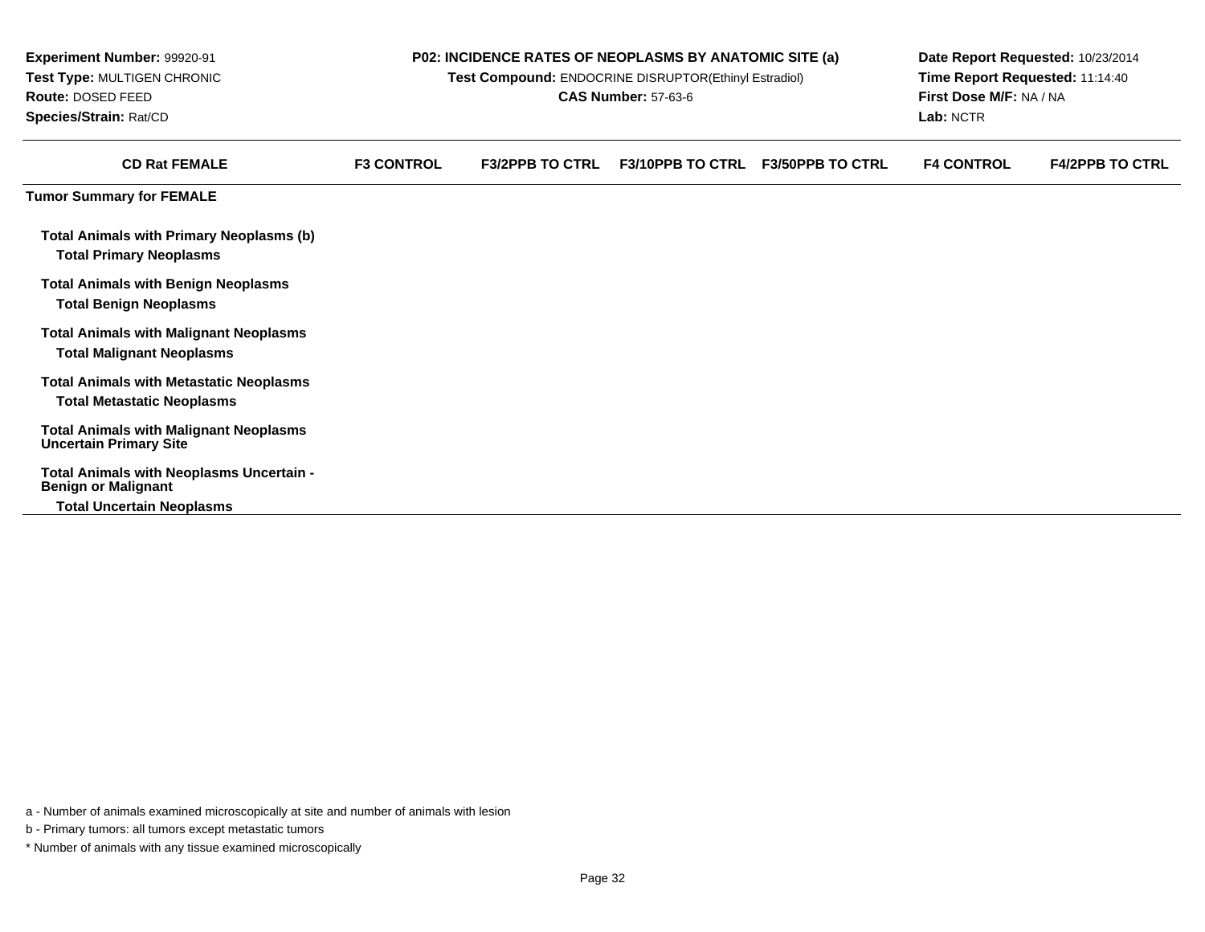**Experiment Number:** 99920-91
**Test Type:** MULTIGEN CHRONIC
**Route:** DOSED FEED
**Species/Strain:** Rat/CD

**P02: INCIDENCE RATES OF NEOPLASMS BY ANATOMIC SITE (a)**
**Test Compound:** ENDOCRINE DISRUPTOR(Ethinyl Estradiol)
**CAS Number:** 57-63-6

**Date Report Requested:** 10/23/2014
**Time Report Requested:** 11:14:40
**First Dose M/F:** NA / NA
**Lab:** NCTR

| CD Rat FEMALE | F3 CONTROL | F3/2PPB TO CTRL | F3/10PPB TO CTRL | F3/50PPB TO CTRL | F4 CONTROL | F4/2PPB TO CTRL |
|---|---|---|---|---|---|---|
| **Tumor Summary for FEMALE** | | | | | | |
| **Total Animals with Primary Neoplasms (b)** | | | | | | |
| **Total Primary Neoplasms** | | | | | | |
| **Total Animals with Benign Neoplasms** | | | | | | |
| **Total Benign Neoplasms** | | | | | | |
| **Total Animals with Malignant Neoplasms** | | | | | | |
| **Total Malignant Neoplasms** | | | | | | |
| **Total Animals with Metastatic Neoplasms** | | | | | | |
| **Total Metastatic Neoplasms** | | | | | | |
| **Total Animals with Malignant Neoplasms Uncertain Primary Site** | | | | | | |
| **Total Animals with Neoplasms Uncertain - Benign or Malignant** | | | | | | |
| **Total Uncertain Neoplasms** | | | | | | |

a - Number of animals examined microscopically at site and number of animals with lesion

b - Primary tumors: all tumors except metastatic tumors

* Number of animals with any tissue examined microscopically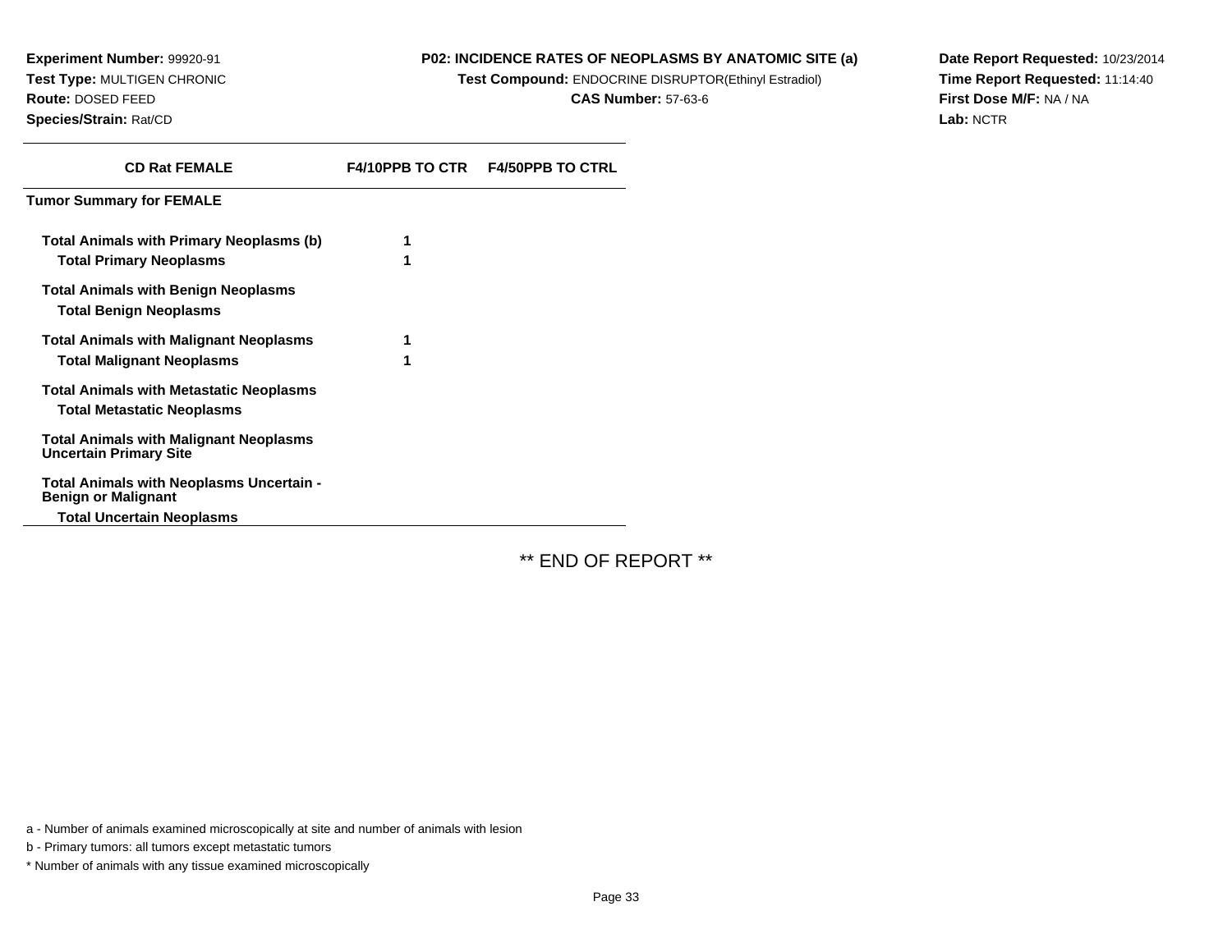**Experiment Number:** 99920-91
**Test Type:** MULTIGEN CHRONIC
**Route:** DOSED FEED
**Species/Strain:** Rat/CD

**P02: INCIDENCE RATES OF NEOPLASMS BY ANATOMIC SITE (a)**
**Test Compound:** ENDOCRINE DISRUPTOR(Ethinyl Estradiol)
**CAS Number:** 57-63-6

**Date Report Requested:** 10/23/2014
**Time Report Requested:** 11:14:40
**First Dose M/F:** NA / NA
**Lab:** NCTR

| CD Rat FEMALE | F4/10PPB TO CTR | F4/50PPB TO CTRL |
|---|---|---|
| **Tumor Summary for FEMALE** | | |
| **Total Animals with Primary Neoplasms (b)** | 1 | |
| **Total Primary Neoplasms** | 1 | |
| **Total Animals with Benign Neoplasms** | | |
| **Total Benign Neoplasms** | | |
| **Total Animals with Malignant Neoplasms** | 1 | |
| **Total Malignant Neoplasms** | 1 | |
| **Total Animals with Metastatic Neoplasms** | | |
| **Total Metastatic Neoplasms** | | |
| **Total Animals with Malignant Neoplasms Uncertain Primary Site** | | |
| **Total Animals with Neoplasms Uncertain - Benign or Malignant** | | |
| **Total Uncertain Neoplasms** | | |

** END OF REPORT **

a - Number of animals examined microscopically at site and number of animals with lesion

b - Primary tumors: all tumors except metastatic tumors

* Number of animals with any tissue examined microscopically